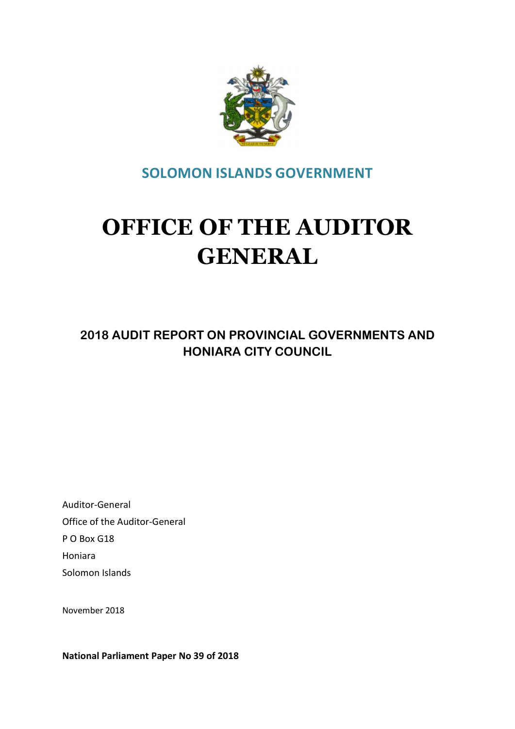## SOLOMON ISLANDS GOVERNMENT

# OFFICE OF THE AUDITOR GENERAL

### 2018 AUDIT REPORT ON PROVINCIAL GOVERNMENTS AND HONIARA CITY COUNCIL

Auditor-General
Office of the Auditor-General
P O Box G18
Honiara
Solomon Islands

November 2018

**National Parliament Paper No 39 of 2018**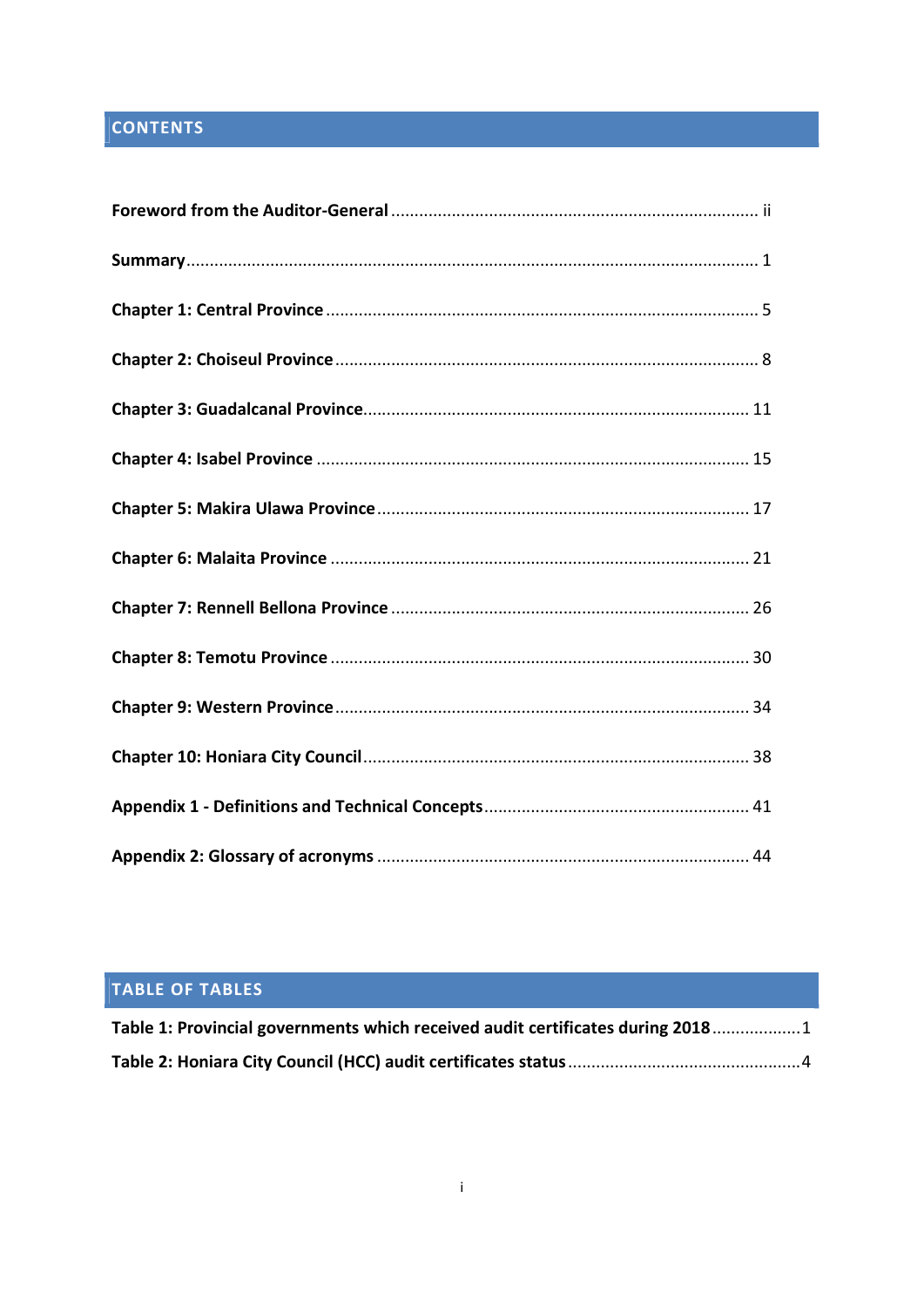## CONTENTS

**Foreword from the Auditor-General** ........................................................................ ii

**Summary** ........................................................................................................ 1

**Chapter 1: Central Province** .............................................................................. 5

**Chapter 2: Choiseul Province** ............................................................................ 8

**Chapter 3: Guadalcanal Province** ..................................................................... 11

**Chapter 4: Isabel Province** ............................................................................... 15

**Chapter 5: Makira Ulawa Province** ................................................................... 17

**Chapter 6: Malaita Province** ............................................................................. 21

**Chapter 7: Rennell Bellona Province** ................................................................ 26

**Chapter 8: Temotu Province** ............................................................................. 30

**Chapter 9: Western Province** ............................................................................ 34

**Chapter 10: Honiara City Council** ..................................................................... 38

**Appendix 1 - Definitions and Technical Concepts** ............................................. 41

**Appendix 2: Glossary of acronyms** ................................................................... 44

## TABLE OF TABLES

**Table 1: Provincial governments which received audit certificates during 2018** .................. 1

**Table 2: Honiara City Council (HCC) audit certificates status** ................................................ 4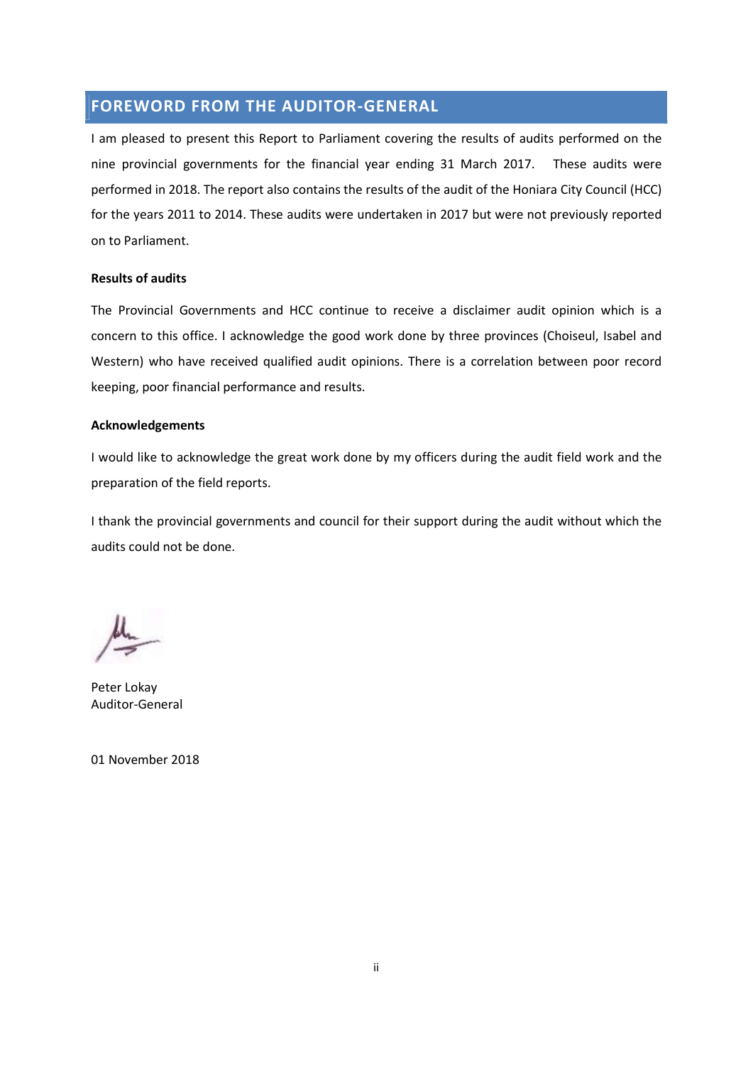## FOREWORD FROM THE AUDITOR-GENERAL

I am pleased to present this Report to Parliament covering the results of audits performed on the nine provincial governments for the financial year ending 31 March 2017. These audits were performed in 2018. The report also contains the results of the audit of the Honiara City Council (HCC) for the years 2011 to 2014. These audits were undertaken in 2017 but were not previously reported on to Parliament.

**Results of audits**

The Provincial Governments and HCC continue to receive a disclaimer audit opinion which is a concern to this office. I acknowledge the good work done by three provinces (Choiseul, Isabel and Western) who have received qualified audit opinions. There is a correlation between poor record keeping, poor financial performance and results.

**Acknowledgements**

I would like to acknowledge the great work done by my officers during the audit field work and the preparation of the field reports.

I thank the provincial governments and council for their support during the audit without which the audits could not be done.

Peter Lokay
Auditor-General

01 November 2018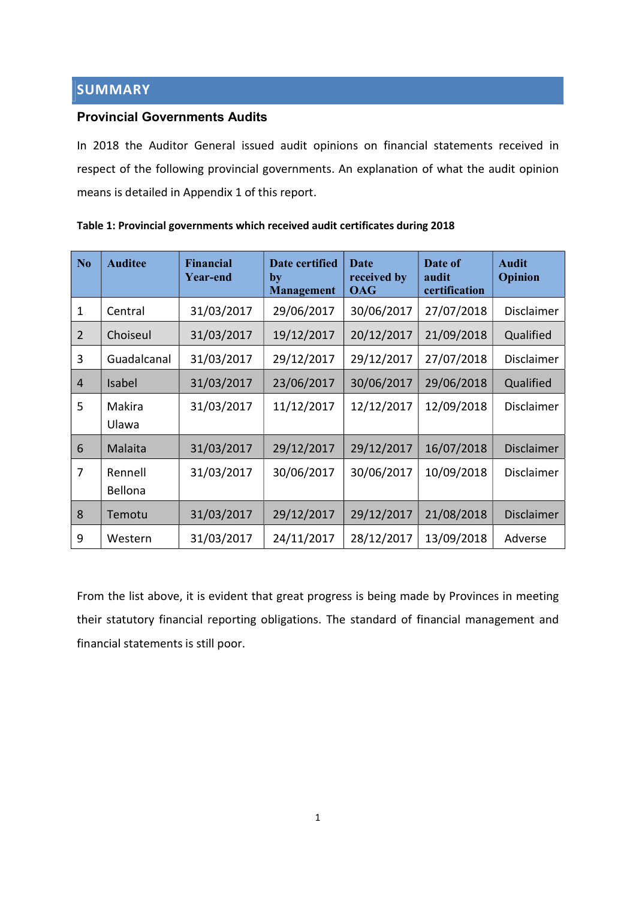# SUMMARY

## Provincial Governments Audits

In 2018 the Auditor General issued audit opinions on financial statements received in respect of the following provincial governments. An explanation of what the audit opinion means is detailed in Appendix 1 of this report.

**Table 1: Provincial governments which received audit certificates during 2018**

| No | Auditee | Financial Year-end | Date certified by Management | Date received by OAG | Date of audit certification | Audit Opinion |
|---|---|---|---|---|---|---|
| 1 | Central | 31/03/2017 | 29/06/2017 | 30/06/2017 | 27/07/2018 | Disclaimer |
| 2 | Choiseul | 31/03/2017 | 19/12/2017 | 20/12/2017 | 21/09/2018 | Qualified |
| 3 | Guadalcanal | 31/03/2017 | 29/12/2017 | 29/12/2017 | 27/07/2018 | Disclaimer |
| 4 | Isabel | 31/03/2017 | 23/06/2017 | 30/06/2017 | 29/06/2018 | Qualified |
| 5 | Makira Ulawa | 31/03/2017 | 11/12/2017 | 12/12/2017 | 12/09/2018 | Disclaimer |
| 6 | Malaita | 31/03/2017 | 29/12/2017 | 29/12/2017 | 16/07/2018 | Disclaimer |
| 7 | Rennell Bellona | 31/03/2017 | 30/06/2017 | 30/06/2017 | 10/09/2018 | Disclaimer |
| 8 | Temotu | 31/03/2017 | 29/12/2017 | 29/12/2017 | 21/08/2018 | Disclaimer |
| 9 | Western | 31/03/2017 | 24/11/2017 | 28/12/2017 | 13/09/2018 | Adverse |

From the list above, it is evident that great progress is being made by Provinces in meeting their statutory financial reporting obligations. The standard of financial management and financial statements is still poor.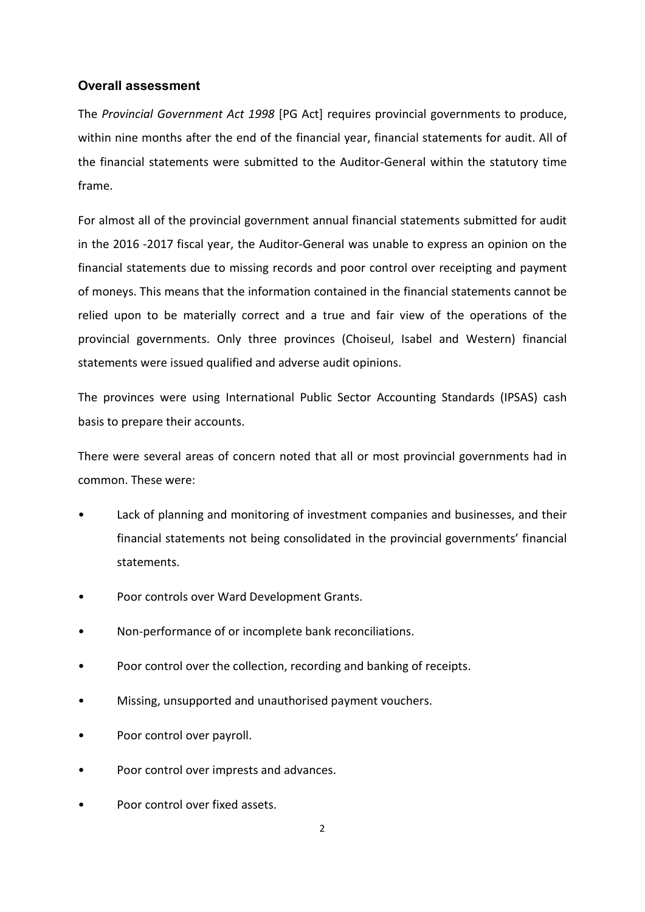## Overall assessment

The *Provincial Government Act 1998* [PG Act] requires provincial governments to produce, within nine months after the end of the financial year, financial statements for audit. All of the financial statements were submitted to the Auditor-General within the statutory time frame.

For almost all of the provincial government annual financial statements submitted for audit in the 2016 -2017 fiscal year, the Auditor-General was unable to express an opinion on the financial statements due to missing records and poor control over receipting and payment of moneys. This means that the information contained in the financial statements cannot be relied upon to be materially correct and a true and fair view of the operations of the provincial governments. Only three provinces (Choiseul, Isabel and Western) financial statements were issued qualified and adverse audit opinions.

The provinces were using International Public Sector Accounting Standards (IPSAS) cash basis to prepare their accounts.

There were several areas of concern noted that all or most provincial governments had in common. These were:

- Lack of planning and monitoring of investment companies and businesses, and their financial statements not being consolidated in the provincial governments' financial statements.
- Poor controls over Ward Development Grants.
- Non-performance of or incomplete bank reconciliations.
- Poor control over the collection, recording and banking of receipts.
- Missing, unsupported and unauthorised payment vouchers.
- Poor control over payroll.
- Poor control over imprests and advances.
- Poor control over fixed assets.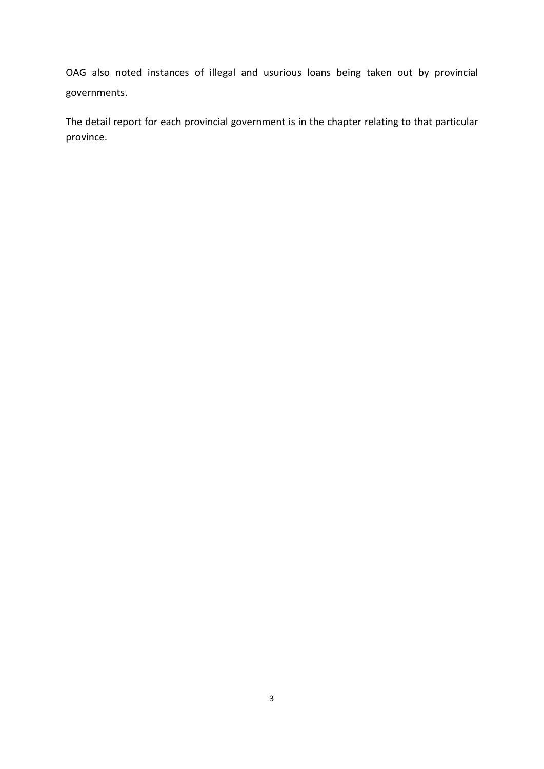OAG also noted instances of illegal and usurious loans being taken out by provincial governments.

The detail report for each provincial government is in the chapter relating to that particular province.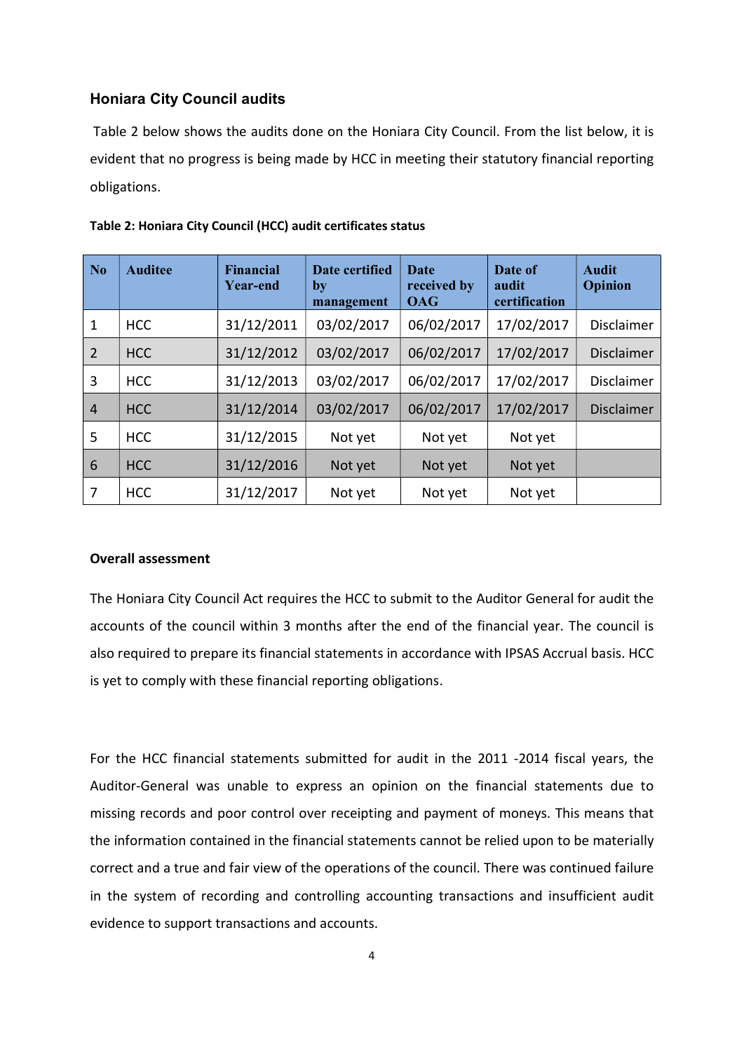## Honiara City Council audits

Table 2 below shows the audits done on the Honiara City Council. From the list below, it is evident that no progress is being made by HCC in meeting their statutory financial reporting obligations.

**Table 2: Honiara City Council (HCC) audit certificates status**

| No | Auditee | Financial Year-end | Date certified by management | Date received by OAG | Date of audit certification | Audit Opinion |
|---|---|---|---|---|---|---|
| 1 | HCC | 31/12/2011 | 03/02/2017 | 06/02/2017 | 17/02/2017 | Disclaimer |
| 2 | HCC | 31/12/2012 | 03/02/2017 | 06/02/2017 | 17/02/2017 | Disclaimer |
| 3 | HCC | 31/12/2013 | 03/02/2017 | 06/02/2017 | 17/02/2017 | Disclaimer |
| 4 | HCC | 31/12/2014 | 03/02/2017 | 06/02/2017 | 17/02/2017 | Disclaimer |
| 5 | HCC | 31/12/2015 | Not yet | Not yet | Not yet | |
| 6 | HCC | 31/12/2016 | Not yet | Not yet | Not yet | |
| 7 | HCC | 31/12/2017 | Not yet | Not yet | Not yet | |

**Overall assessment**

The Honiara City Council Act requires the HCC to submit to the Auditor General for audit the accounts of the council within 3 months after the end of the financial year. The council is also required to prepare its financial statements in accordance with IPSAS Accrual basis. HCC is yet to comply with these financial reporting obligations.

For the HCC financial statements submitted for audit in the 2011 -2014 fiscal years, the Auditor-General was unable to express an opinion on the financial statements due to missing records and poor control over receipting and payment of moneys. This means that the information contained in the financial statements cannot be relied upon to be materially correct and a true and fair view of the operations of the council. There was continued failure in the system of recording and controlling accounting transactions and insufficient audit evidence to support transactions and accounts.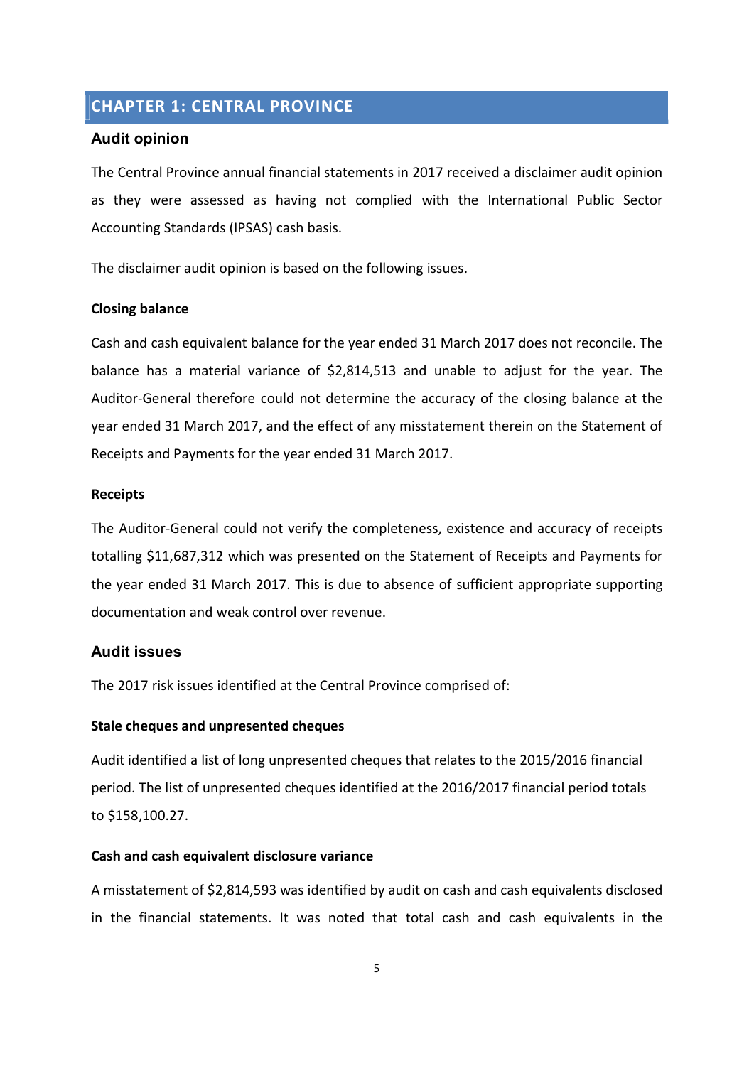# CHAPTER 1: CENTRAL PROVINCE

## Audit opinion

The Central Province annual financial statements in 2017 received a disclaimer audit opinion as they were assessed as having not complied with the International Public Sector Accounting Standards (IPSAS) cash basis.

The disclaimer audit opinion is based on the following issues.

**Closing balance**

Cash and cash equivalent balance for the year ended 31 March 2017 does not reconcile. The balance has a material variance of $2,814,513 and unable to adjust for the year. The Auditor-General therefore could not determine the accuracy of the closing balance at the year ended 31 March 2017, and the effect of any misstatement therein on the Statement of Receipts and Payments for the year ended 31 March 2017.

**Receipts**

The Auditor-General could not verify the completeness, existence and accuracy of receipts totalling $11,687,312 which was presented on the Statement of Receipts and Payments for the year ended 31 March 2017. This is due to absence of sufficient appropriate supporting documentation and weak control over revenue.

## Audit issues

The 2017 risk issues identified at the Central Province comprised of:

**Stale cheques and unpresented cheques**

Audit identified a list of long unpresented cheques that relates to the 2015/2016 financial period. The list of unpresented cheques identified at the 2016/2017 financial period totals to $158,100.27.

**Cash and cash equivalent disclosure variance**

A misstatement of $2,814,593 was identified by audit on cash and cash equivalents disclosed in the financial statements. It was noted that total cash and cash equivalents in the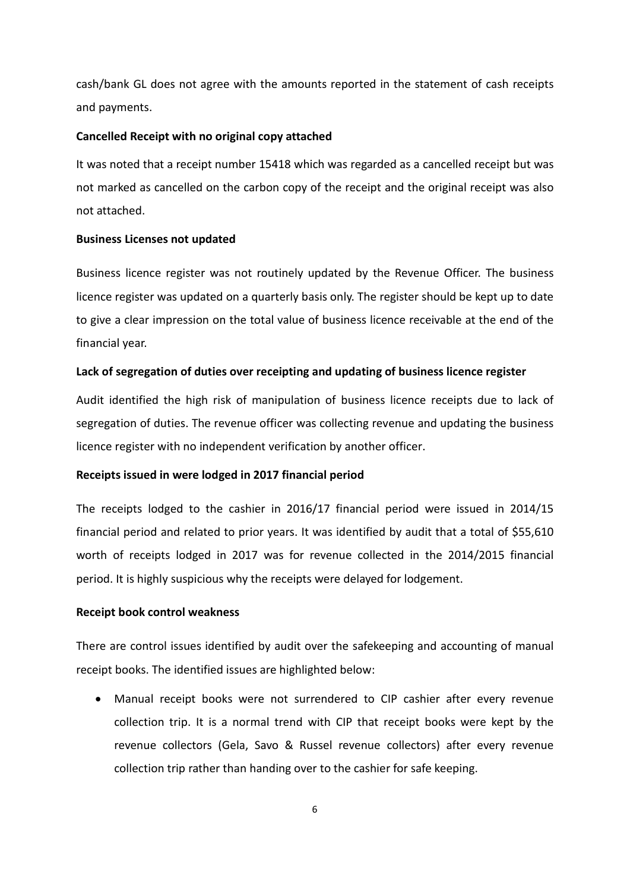cash/bank GL does not agree with the amounts reported in the statement of cash receipts and payments.

**Cancelled Receipt with no original copy attached**

It was noted that a receipt number 15418 which was regarded as a cancelled receipt but was not marked as cancelled on the carbon copy of the receipt and the original receipt was also not attached.

**Business Licenses not updated**

Business licence register was not routinely updated by the Revenue Officer. The business licence register was updated on a quarterly basis only. The register should be kept up to date to give a clear impression on the total value of business licence receivable at the end of the financial year.

**Lack of segregation of duties over receipting and updating of business licence register**

Audit identified the high risk of manipulation of business licence receipts due to lack of segregation of duties. The revenue officer was collecting revenue and updating the business licence register with no independent verification by another officer.

**Receipts issued in were lodged in 2017 financial period**

The receipts lodged to the cashier in 2016/17 financial period were issued in 2014/15 financial period and related to prior years. It was identified by audit that a total of $55,610 worth of receipts lodged in 2017 was for revenue collected in the 2014/2015 financial period. It is highly suspicious why the receipts were delayed for lodgement.

**Receipt book control weakness**

There are control issues identified by audit over the safekeeping and accounting of manual receipt books. The identified issues are highlighted below:

- Manual receipt books were not surrendered to CIP cashier after every revenue collection trip. It is a normal trend with CIP that receipt books were kept by the revenue collectors (Gela, Savo & Russel revenue collectors) after every revenue collection trip rather than handing over to the cashier for safe keeping.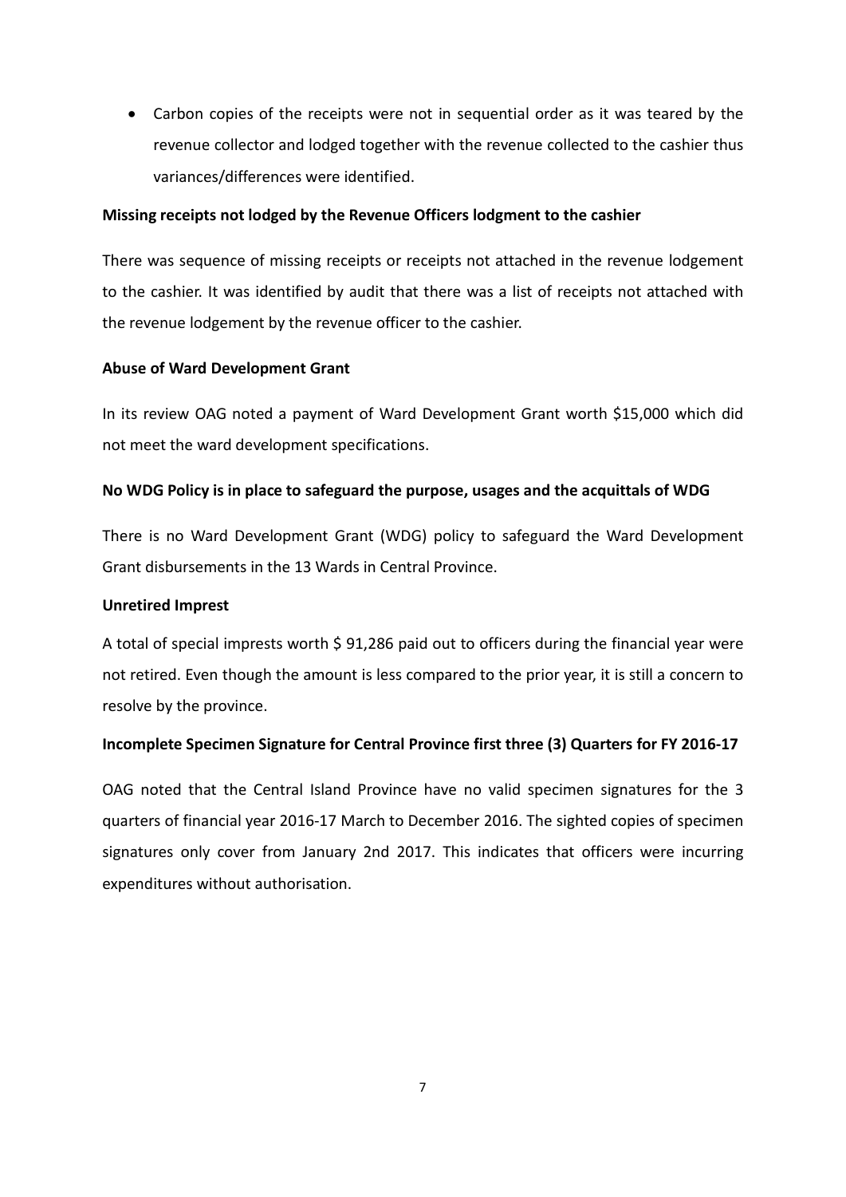- Carbon copies of the receipts were not in sequential order as it was teared by the revenue collector and lodged together with the revenue collected to the cashier thus variances/differences were identified.

**Missing receipts not lodged by the Revenue Officers lodgment to the cashier**

There was sequence of missing receipts or receipts not attached in the revenue lodgement to the cashier. It was identified by audit that there was a list of receipts not attached with the revenue lodgement by the revenue officer to the cashier.

**Abuse of Ward Development Grant**

In its review OAG noted a payment of Ward Development Grant worth $15,000 which did not meet the ward development specifications.

**No WDG Policy is in place to safeguard the purpose, usages and the acquittals of WDG**

There is no Ward Development Grant (WDG) policy to safeguard the Ward Development Grant disbursements in the 13 Wards in Central Province.

**Unretired Imprest**

A total of special imprests worth $ 91,286 paid out to officers during the financial year were not retired. Even though the amount is less compared to the prior year, it is still a concern to resolve by the province.

**Incomplete Specimen Signature for Central Province first three (3) Quarters for FY 2016-17**

OAG noted that the Central Island Province have no valid specimen signatures for the 3 quarters of financial year 2016-17 March to December 2016. The sighted copies of specimen signatures only cover from January 2nd 2017. This indicates that officers were incurring expenditures without authorisation.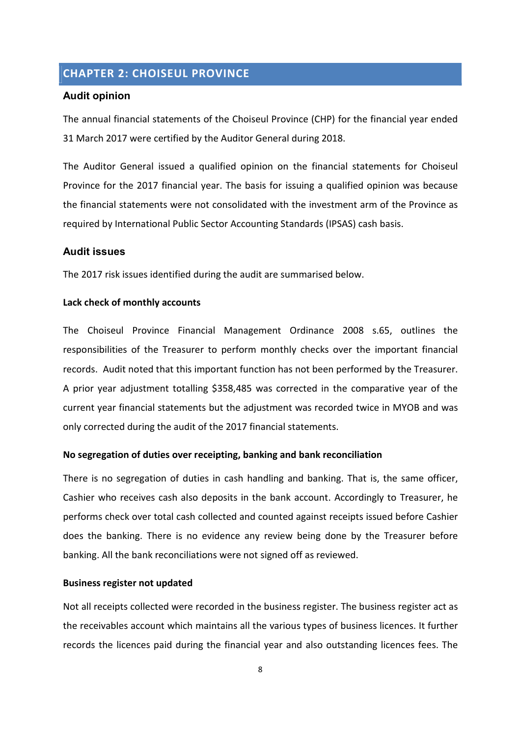## CHAPTER 2: CHOISEUL PROVINCE

### Audit opinion

The annual financial statements of the Choiseul Province (CHP) for the financial year ended 31 March 2017 were certified by the Auditor General during 2018.

The Auditor General issued a qualified opinion on the financial statements for Choiseul Province for the 2017 financial year. The basis for issuing a qualified opinion was because the financial statements were not consolidated with the investment arm of the Province as required by International Public Sector Accounting Standards (IPSAS) cash basis.

### Audit issues

The 2017 risk issues identified during the audit are summarised below.

**Lack check of monthly accounts**

The Choiseul Province Financial Management Ordinance 2008 s.65, outlines the responsibilities of the Treasurer to perform monthly checks over the important financial records. Audit noted that this important function has not been performed by the Treasurer. A prior year adjustment totalling $358,485 was corrected in the comparative year of the current year financial statements but the adjustment was recorded twice in MYOB and was only corrected during the audit of the 2017 financial statements.

**No segregation of duties over receipting, banking and bank reconciliation**

There is no segregation of duties in cash handling and banking. That is, the same officer, Cashier who receives cash also deposits in the bank account. Accordingly to Treasurer, he performs check over total cash collected and counted against receipts issued before Cashier does the banking. There is no evidence any review being done by the Treasurer before banking. All the bank reconciliations were not signed off as reviewed.

**Business register not updated**

Not all receipts collected were recorded in the business register. The business register act as the receivables account which maintains all the various types of business licences. It further records the licences paid during the financial year and also outstanding licences fees. The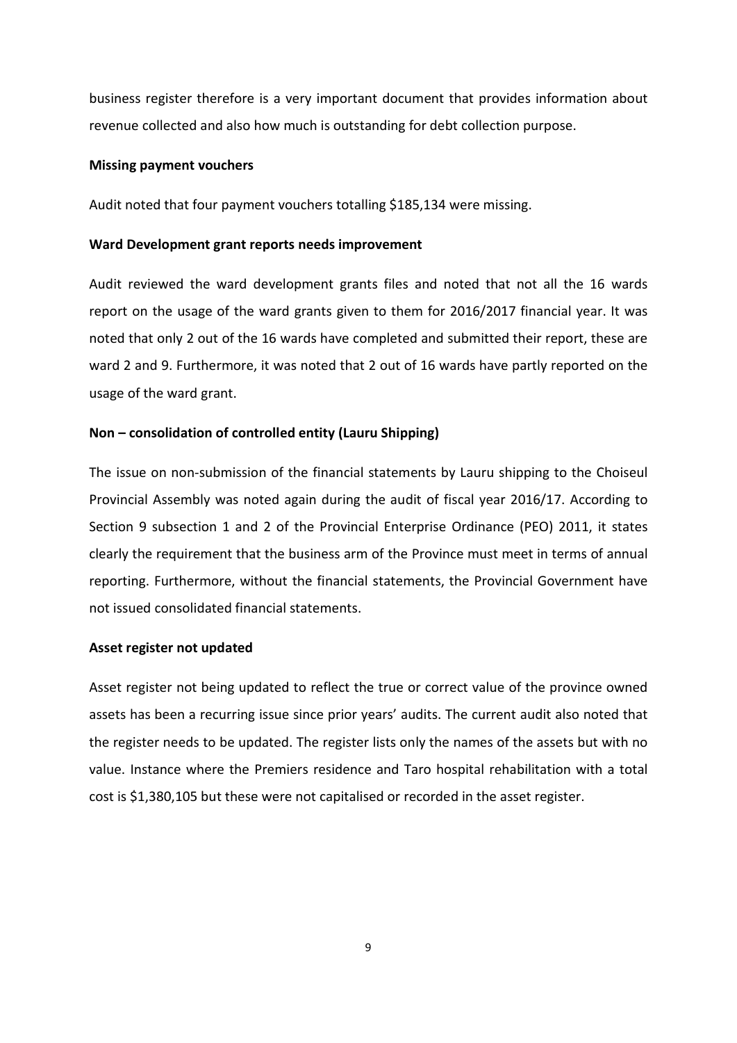business register therefore is a very important document that provides information about revenue collected and also how much is outstanding for debt collection purpose.

**Missing payment vouchers**

Audit noted that four payment vouchers totalling $185,134 were missing.

**Ward Development grant reports needs improvement**

Audit reviewed the ward development grants files and noted that not all the 16 wards report on the usage of the ward grants given to them for 2016/2017 financial year. It was noted that only 2 out of the 16 wards have completed and submitted their report, these are ward 2 and 9. Furthermore, it was noted that 2 out of 16 wards have partly reported on the usage of the ward grant.

**Non – consolidation of controlled entity (Lauru Shipping)**

The issue on non-submission of the financial statements by Lauru shipping to the Choiseul Provincial Assembly was noted again during the audit of fiscal year 2016/17. According to Section 9 subsection 1 and 2 of the Provincial Enterprise Ordinance (PEO) 2011, it states clearly the requirement that the business arm of the Province must meet in terms of annual reporting. Furthermore, without the financial statements, the Provincial Government have not issued consolidated financial statements.

**Asset register not updated**

Asset register not being updated to reflect the true or correct value of the province owned assets has been a recurring issue since prior years' audits. The current audit also noted that the register needs to be updated. The register lists only the names of the assets but with no value. Instance where the Premiers residence and Taro hospital rehabilitation with a total cost is $1,380,105 but these were not capitalised or recorded in the asset register.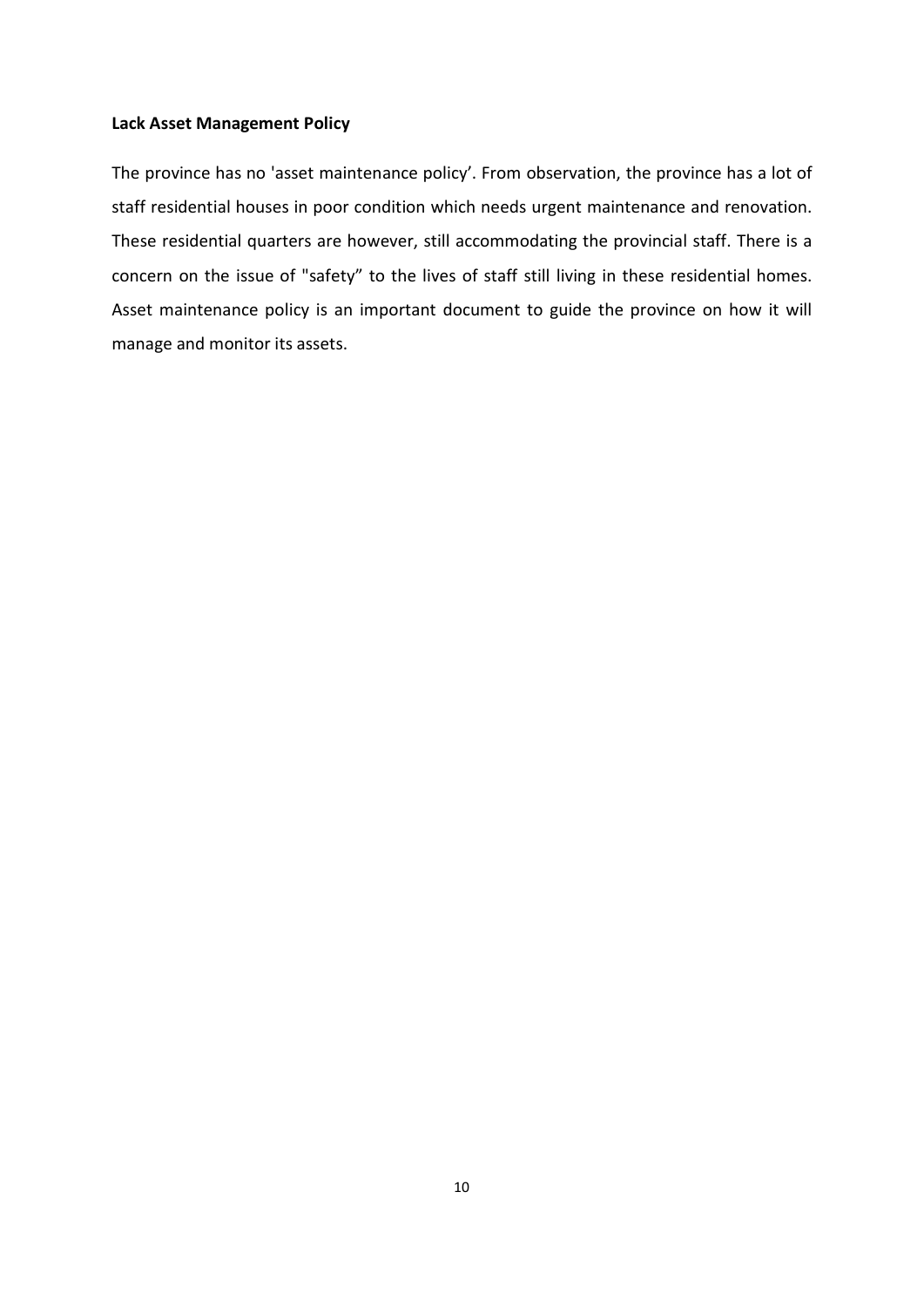**Lack Asset Management Policy**

The province has no 'asset maintenance policy'. From observation, the province has a lot of staff residential houses in poor condition which needs urgent maintenance and renovation. These residential quarters are however, still accommodating the provincial staff. There is a concern on the issue of "safety" to the lives of staff still living in these residential homes. Asset maintenance policy is an important document to guide the province on how it will manage and monitor its assets.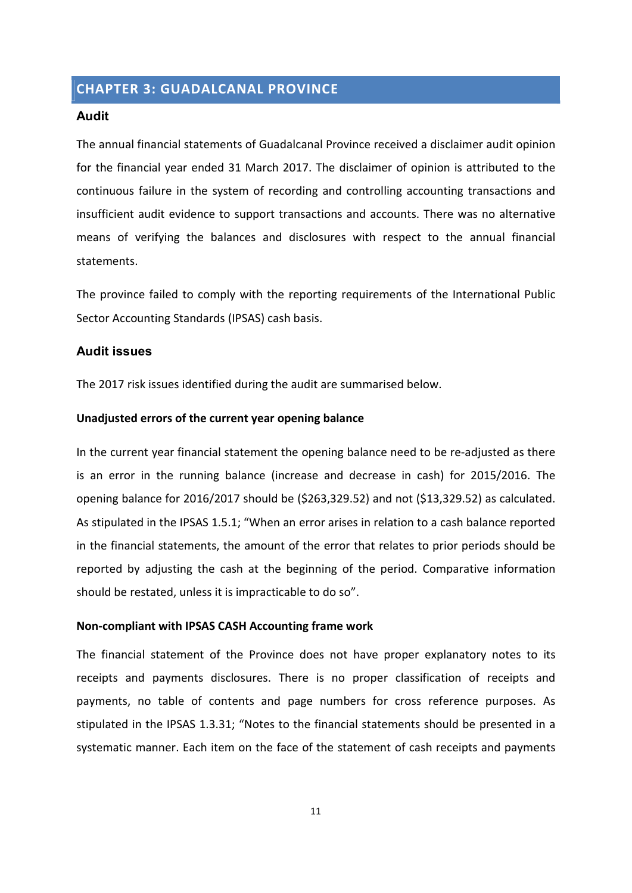## CHAPTER 3: GUADALCANAL PROVINCE

### Audit

The annual financial statements of Guadalcanal Province received a disclaimer audit opinion for the financial year ended 31 March 2017. The disclaimer of opinion is attributed to the continuous failure in the system of recording and controlling accounting transactions and insufficient audit evidence to support transactions and accounts. There was no alternative means of verifying the balances and disclosures with respect to the annual financial statements.

The province failed to comply with the reporting requirements of the International Public Sector Accounting Standards (IPSAS) cash basis.

### Audit issues

The 2017 risk issues identified during the audit are summarised below.

**Unadjusted errors of the current year opening balance**

In the current year financial statement the opening balance need to be re-adjusted as there is an error in the running balance (increase and decrease in cash) for 2015/2016. The opening balance for 2016/2017 should be ($263,329.52) and not ($13,329.52) as calculated. As stipulated in the IPSAS 1.5.1; "When an error arises in relation to a cash balance reported in the financial statements, the amount of the error that relates to prior periods should be reported by adjusting the cash at the beginning of the period. Comparative information should be restated, unless it is impracticable to do so".

**Non-compliant with IPSAS CASH Accounting frame work**

The financial statement of the Province does not have proper explanatory notes to its receipts and payments disclosures. There is no proper classification of receipts and payments, no table of contents and page numbers for cross reference purposes. As stipulated in the IPSAS 1.3.31; "Notes to the financial statements should be presented in a systematic manner. Each item on the face of the statement of cash receipts and payments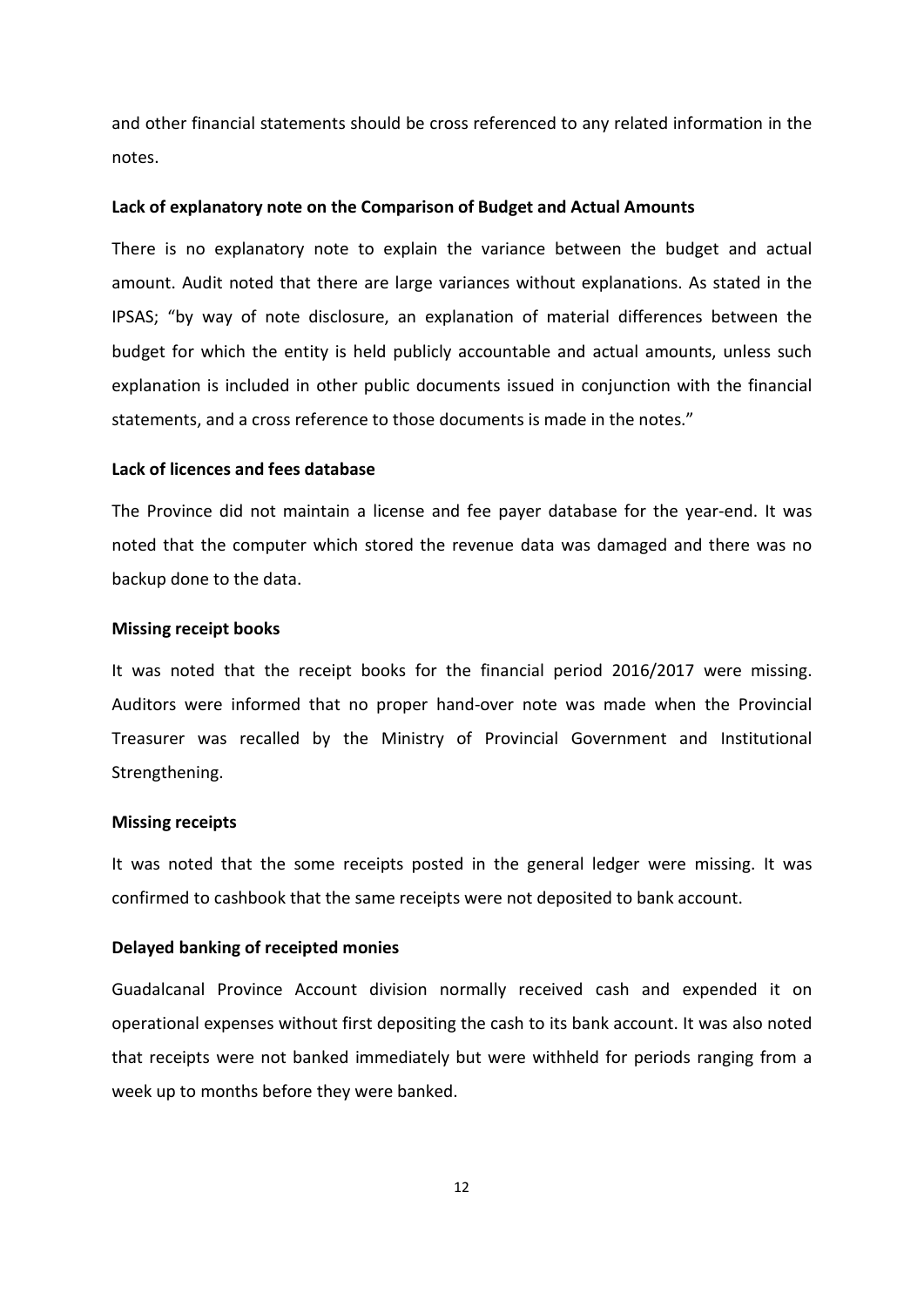and other financial statements should be cross referenced to any related information in the notes.

**Lack of explanatory note on the Comparison of Budget and Actual Amounts**

There is no explanatory note to explain the variance between the budget and actual amount. Audit noted that there are large variances without explanations. As stated in the IPSAS; "by way of note disclosure, an explanation of material differences between the budget for which the entity is held publicly accountable and actual amounts, unless such explanation is included in other public documents issued in conjunction with the financial statements, and a cross reference to those documents is made in the notes."

**Lack of licences and fees database**

The Province did not maintain a license and fee payer database for the year-end. It was noted that the computer which stored the revenue data was damaged and there was no backup done to the data.

**Missing receipt books**

It was noted that the receipt books for the financial period 2016/2017 were missing. Auditors were informed that no proper hand-over note was made when the Provincial Treasurer was recalled by the Ministry of Provincial Government and Institutional Strengthening.

**Missing receipts**

It was noted that the some receipts posted in the general ledger were missing. It was confirmed to cashbook that the same receipts were not deposited to bank account.

**Delayed banking of receipted monies**

Guadalcanal Province Account division normally received cash and expended it on operational expenses without first depositing the cash to its bank account. It was also noted that receipts were not banked immediately but were withheld for periods ranging from a week up to months before they were banked.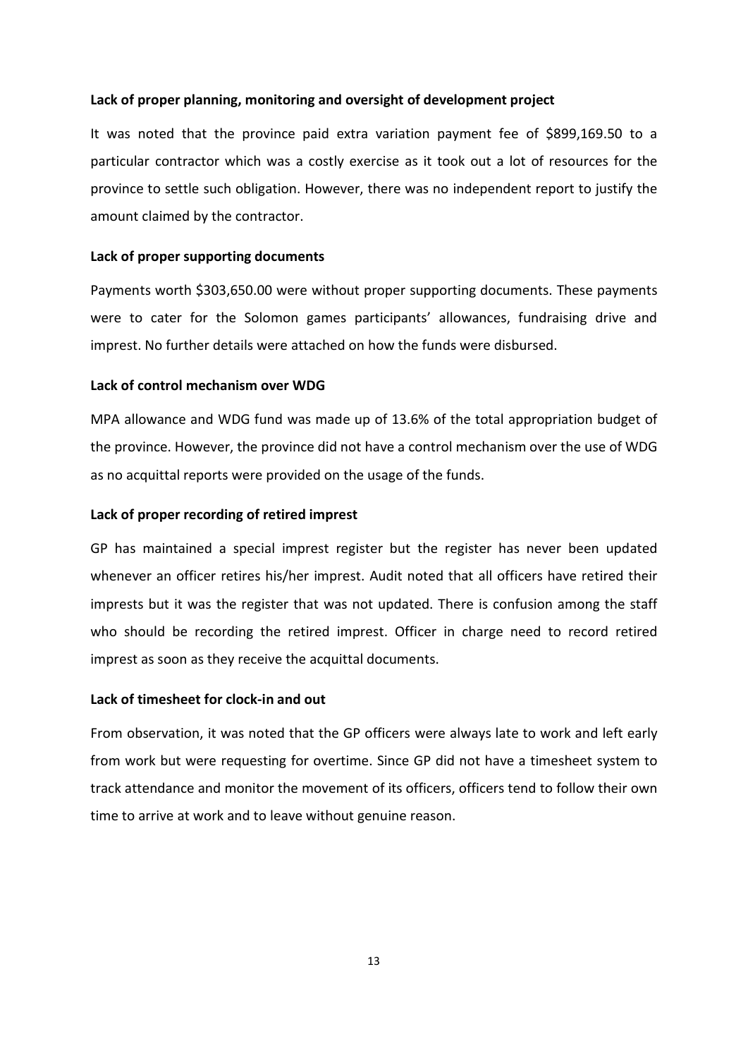**Lack of proper planning, monitoring and oversight of development project**

It was noted that the province paid extra variation payment fee of $899,169.50 to a particular contractor which was a costly exercise as it took out a lot of resources for the province to settle such obligation. However, there was no independent report to justify the amount claimed by the contractor.

**Lack of proper supporting documents**

Payments worth $303,650.00 were without proper supporting documents. These payments were to cater for the Solomon games participants' allowances, fundraising drive and imprest. No further details were attached on how the funds were disbursed.

**Lack of control mechanism over WDG**

MPA allowance and WDG fund was made up of 13.6% of the total appropriation budget of the province. However, the province did not have a control mechanism over the use of WDG as no acquittal reports were provided on the usage of the funds.

**Lack of proper recording of retired imprest**

GP has maintained a special imprest register but the register has never been updated whenever an officer retires his/her imprest. Audit noted that all officers have retired their imprests but it was the register that was not updated. There is confusion among the staff who should be recording the retired imprest. Officer in charge need to record retired imprest as soon as they receive the acquittal documents.

**Lack of timesheet for clock-in and out**

From observation, it was noted that the GP officers were always late to work and left early from work but were requesting for overtime. Since GP did not have a timesheet system to track attendance and monitor the movement of its officers, officers tend to follow their own time to arrive at work and to leave without genuine reason.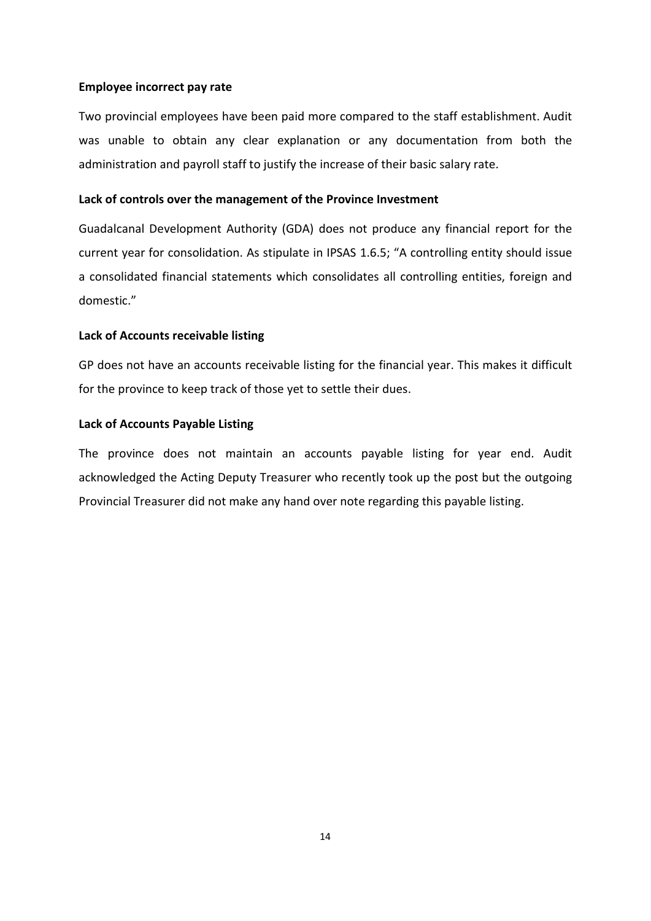**Employee incorrect pay rate**

Two provincial employees have been paid more compared to the staff establishment. Audit was unable to obtain any clear explanation or any documentation from both the administration and payroll staff to justify the increase of their basic salary rate.

**Lack of controls over the management of the Province Investment**

Guadalcanal Development Authority (GDA) does not produce any financial report for the current year for consolidation. As stipulate in IPSAS 1.6.5; "A controlling entity should issue a consolidated financial statements which consolidates all controlling entities, foreign and domestic."

**Lack of Accounts receivable listing**

GP does not have an accounts receivable listing for the financial year. This makes it difficult for the province to keep track of those yet to settle their dues.

**Lack of Accounts Payable Listing**

The province does not maintain an accounts payable listing for year end. Audit acknowledged the Acting Deputy Treasurer who recently took up the post but the outgoing Provincial Treasurer did not make any hand over note regarding this payable listing.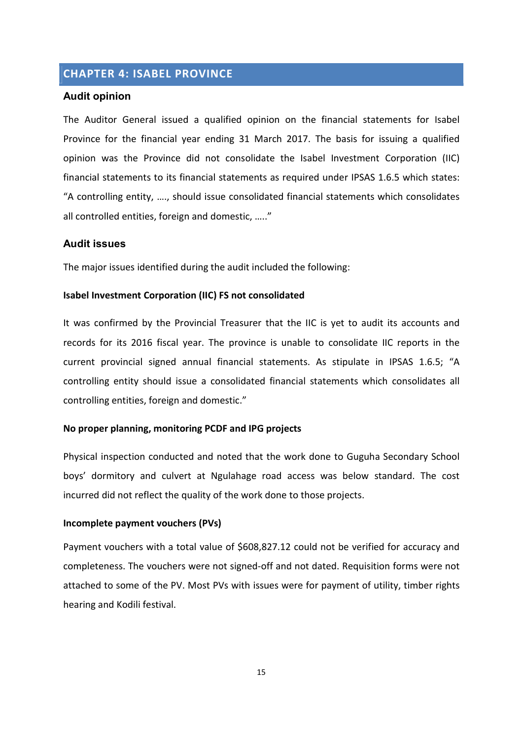# CHAPTER 4: ISABEL PROVINCE

## Audit opinion

The Auditor General issued a qualified opinion on the financial statements for Isabel Province for the financial year ending 31 March 2017. The basis for issuing a qualified opinion was the Province did not consolidate the Isabel Investment Corporation (IIC) financial statements to its financial statements as required under IPSAS 1.6.5 which states: "A controlling entity, …., should issue consolidated financial statements which consolidates all controlled entities, foreign and domestic, ….."

## Audit issues

The major issues identified during the audit included the following:

**Isabel Investment Corporation (IIC) FS not consolidated**

It was confirmed by the Provincial Treasurer that the IIC is yet to audit its accounts and records for its 2016 fiscal year. The province is unable to consolidate IIC reports in the current provincial signed annual financial statements. As stipulate in IPSAS 1.6.5; "A controlling entity should issue a consolidated financial statements which consolidates all controlling entities, foreign and domestic."

**No proper planning, monitoring PCDF and IPG projects**

Physical inspection conducted and noted that the work done to Guguha Secondary School boys' dormitory and culvert at Ngulahage road access was below standard. The cost incurred did not reflect the quality of the work done to those projects.

**Incomplete payment vouchers (PVs)**

Payment vouchers with a total value of $608,827.12 could not be verified for accuracy and completeness. The vouchers were not signed-off and not dated. Requisition forms were not attached to some of the PV. Most PVs with issues were for payment of utility, timber rights hearing and Kodili festival.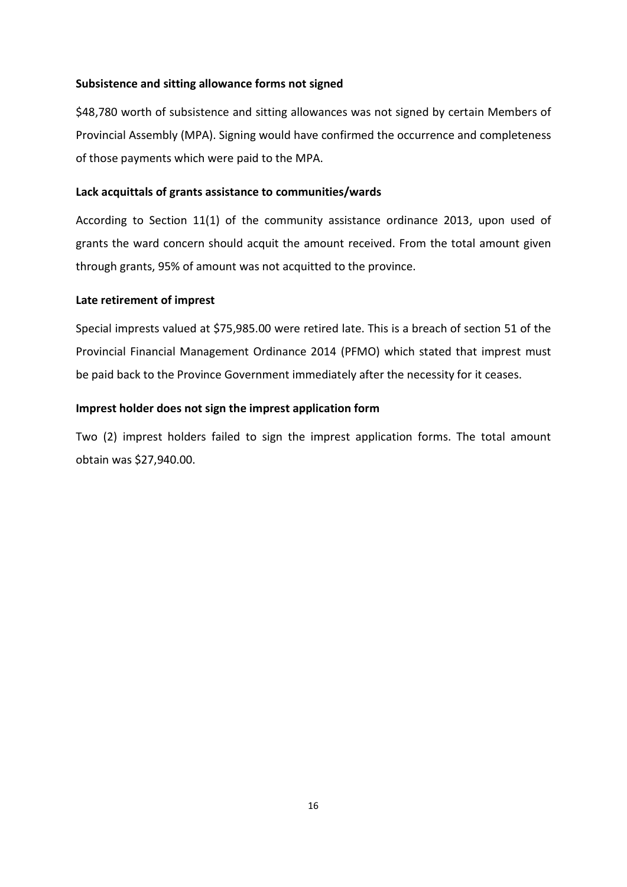**Subsistence and sitting allowance forms not signed**

$48,780 worth of subsistence and sitting allowances was not signed by certain Members of Provincial Assembly (MPA). Signing would have confirmed the occurrence and completeness of those payments which were paid to the MPA.

**Lack acquittals of grants assistance to communities/wards**

According to Section 11(1) of the community assistance ordinance 2013, upon used of grants the ward concern should acquit the amount received. From the total amount given through grants, 95% of amount was not acquitted to the province.

**Late retirement of imprest**

Special imprests valued at $75,985.00 were retired late. This is a breach of section 51 of the Provincial Financial Management Ordinance 2014 (PFMO) which stated that imprest must be paid back to the Province Government immediately after the necessity for it ceases.

**Imprest holder does not sign the imprest application form**

Two (2) imprest holders failed to sign the imprest application forms. The total amount obtain was $27,940.00.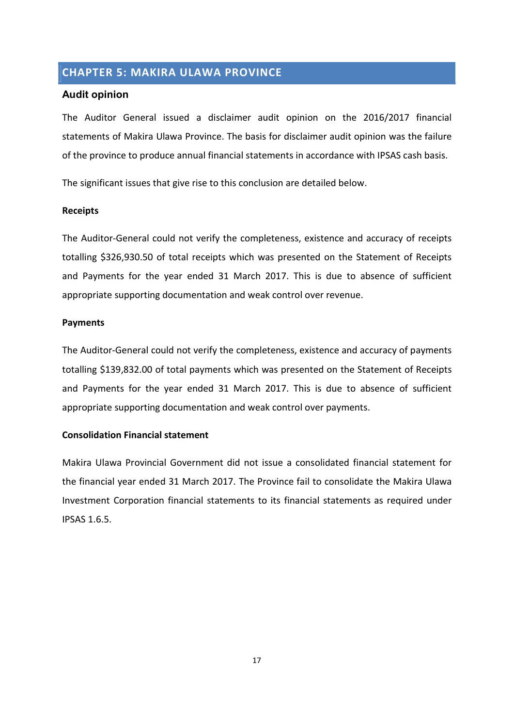# CHAPTER 5: MAKIRA ULAWA PROVINCE

## Audit opinion

The Auditor General issued a disclaimer audit opinion on the 2016/2017 financial statements of Makira Ulawa Province. The basis for disclaimer audit opinion was the failure of the province to produce annual financial statements in accordance with IPSAS cash basis.

The significant issues that give rise to this conclusion are detailed below.

### Receipts

The Auditor-General could not verify the completeness, existence and accuracy of receipts totalling $326,930.50 of total receipts which was presented on the Statement of Receipts and Payments for the year ended 31 March 2017. This is due to absence of sufficient appropriate supporting documentation and weak control over revenue.

### Payments

The Auditor-General could not verify the completeness, existence and accuracy of payments totalling $139,832.00 of total payments which was presented on the Statement of Receipts and Payments for the year ended 31 March 2017. This is due to absence of sufficient appropriate supporting documentation and weak control over payments.

### Consolidation Financial statement

Makira Ulawa Provincial Government did not issue a consolidated financial statement for the financial year ended 31 March 2017. The Province fail to consolidate the Makira Ulawa Investment Corporation financial statements to its financial statements as required under IPSAS 1.6.5.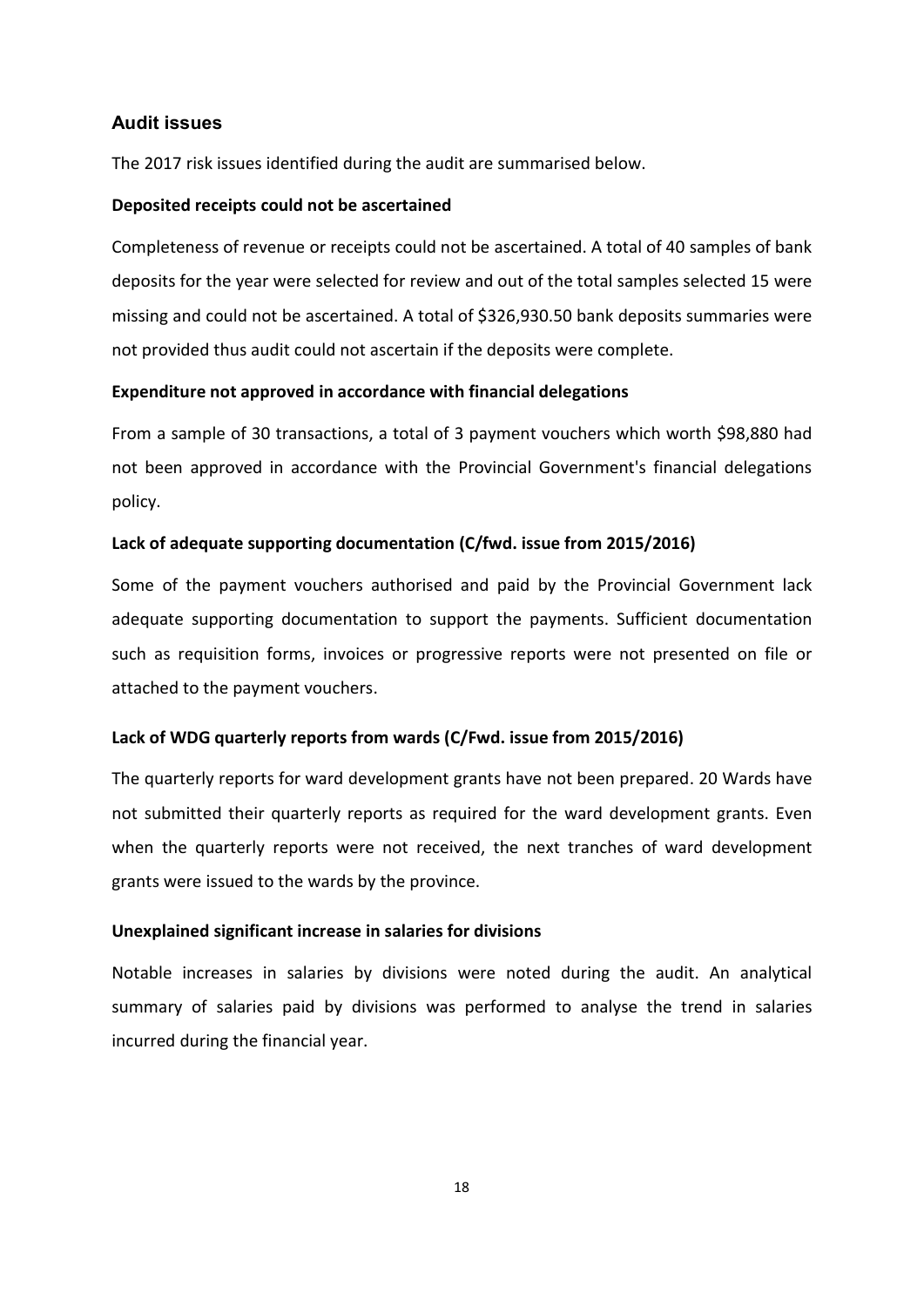## Audit issues

The 2017 risk issues identified during the audit are summarised below.

**Deposited receipts could not be ascertained**

Completeness of revenue or receipts could not be ascertained. A total of 40 samples of bank deposits for the year were selected for review and out of the total samples selected 15 were missing and could not be ascertained. A total of $326,930.50 bank deposits summaries were not provided thus audit could not ascertain if the deposits were complete.

**Expenditure not approved in accordance with financial delegations**

From a sample of 30 transactions, a total of 3 payment vouchers which worth $98,880 had not been approved in accordance with the Provincial Government's financial delegations policy.

**Lack of adequate supporting documentation (C/fwd. issue from 2015/2016)**

Some of the payment vouchers authorised and paid by the Provincial Government lack adequate supporting documentation to support the payments. Sufficient documentation such as requisition forms, invoices or progressive reports were not presented on file or attached to the payment vouchers.

**Lack of WDG quarterly reports from wards (C/Fwd. issue from 2015/2016)**

The quarterly reports for ward development grants have not been prepared. 20 Wards have not submitted their quarterly reports as required for the ward development grants. Even when the quarterly reports were not received, the next tranches of ward development grants were issued to the wards by the province.

**Unexplained significant increase in salaries for divisions**

Notable increases in salaries by divisions were noted during the audit. An analytical summary of salaries paid by divisions was performed to analyse the trend in salaries incurred during the financial year.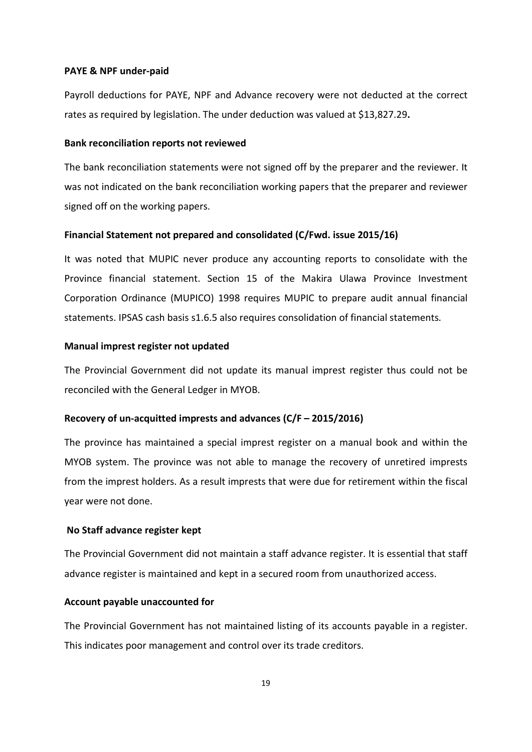**PAYE & NPF under-paid**

Payroll deductions for PAYE, NPF and Advance recovery were not deducted at the correct rates as required by legislation. The under deduction was valued at $13,827.29**.**

**Bank reconciliation reports not reviewed**

The bank reconciliation statements were not signed off by the preparer and the reviewer. It was not indicated on the bank reconciliation working papers that the preparer and reviewer signed off on the working papers.

**Financial Statement not prepared and consolidated (C/Fwd. issue 2015/16)**

It was noted that MUPIC never produce any accounting reports to consolidate with the Province financial statement. Section 15 of the Makira Ulawa Province Investment Corporation Ordinance (MUPICO) 1998 requires MUPIC to prepare audit annual financial statements. IPSAS cash basis s1.6.5 also requires consolidation of financial statements*.*

**Manual imprest register not updated**

The Provincial Government did not update its manual imprest register thus could not be reconciled with the General Ledger in MYOB.

**Recovery of un-acquitted imprests and advances (C/F – 2015/2016)**

The province has maintained a special imprest register on a manual book and within the MYOB system. The province was not able to manage the recovery of unretired imprests from the imprest holders. As a result imprests that were due for retirement within the fiscal year were not done.

**No Staff advance register kept**

The Provincial Government did not maintain a staff advance register. It is essential that staff advance register is maintained and kept in a secured room from unauthorized access.

**Account payable unaccounted for**

The Provincial Government has not maintained listing of its accounts payable in a register. This indicates poor management and control over its trade creditors.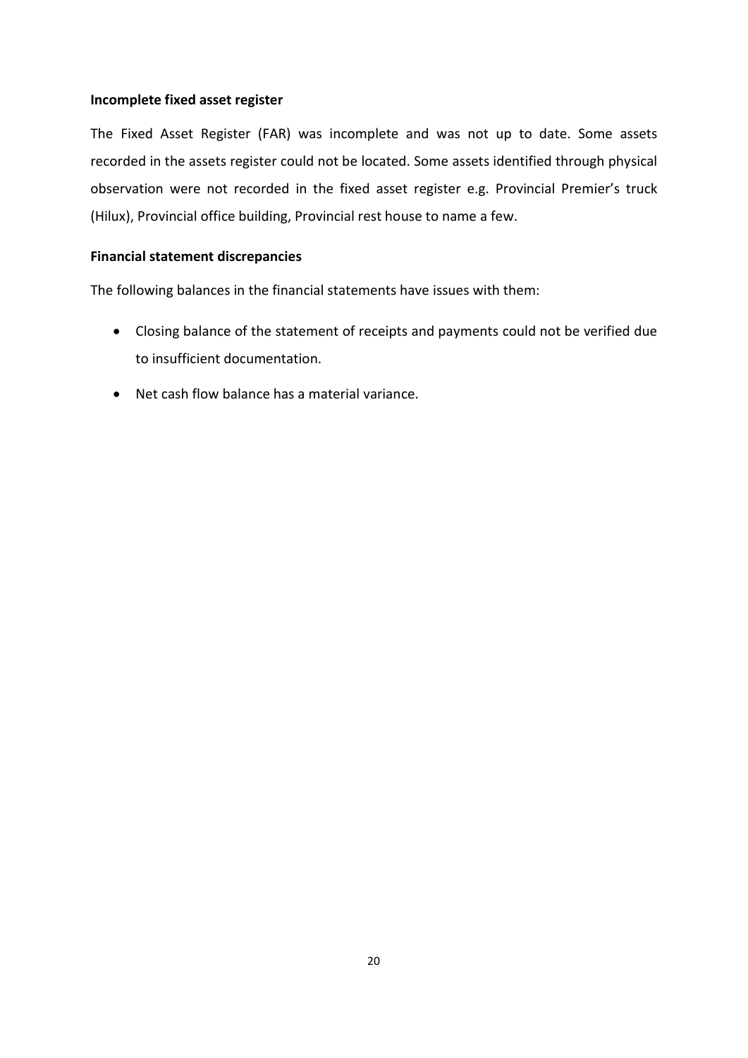**Incomplete fixed asset register**

The Fixed Asset Register (FAR) was incomplete and was not up to date. Some assets recorded in the assets register could not be located. Some assets identified through physical observation were not recorded in the fixed asset register e.g. Provincial Premier's truck (Hilux), Provincial office building, Provincial rest house to name a few.

**Financial statement discrepancies**

The following balances in the financial statements have issues with them:

- Closing balance of the statement of receipts and payments could not be verified due to insufficient documentation.
- Net cash flow balance has a material variance.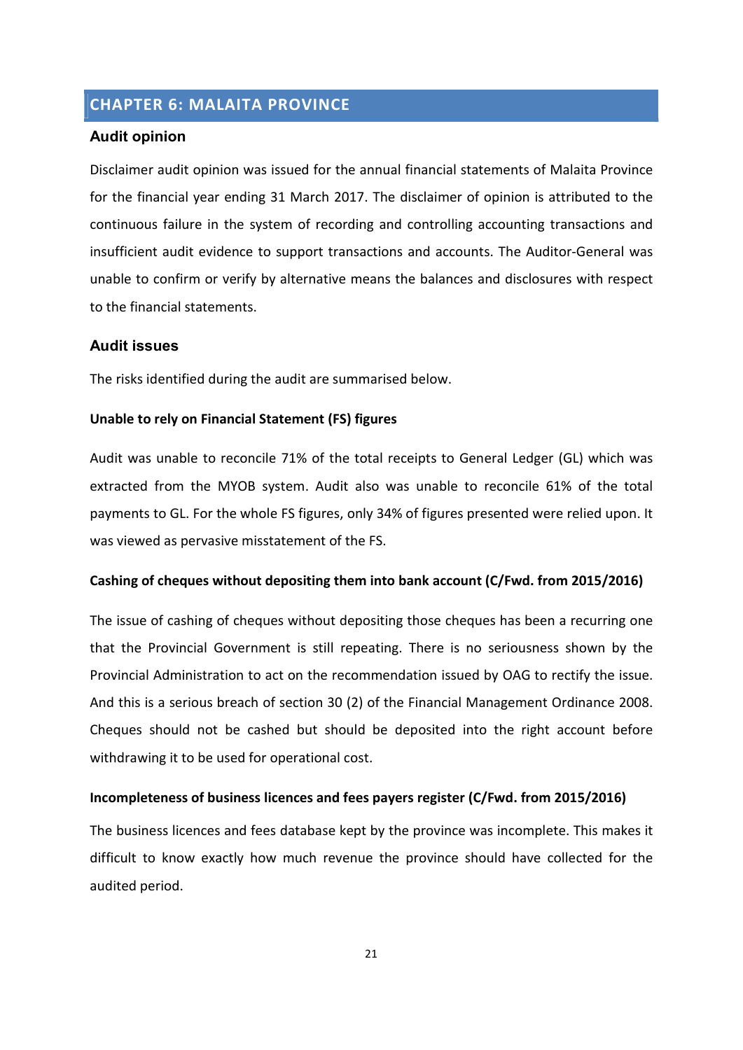# CHAPTER 6: MALAITA PROVINCE

## Audit opinion

Disclaimer audit opinion was issued for the annual financial statements of Malaita Province for the financial year ending 31 March 2017. The disclaimer of opinion is attributed to the continuous failure in the system of recording and controlling accounting transactions and insufficient audit evidence to support transactions and accounts. The Auditor-General was unable to confirm or verify by alternative means the balances and disclosures with respect to the financial statements.

## Audit issues

The risks identified during the audit are summarised below.

### Unable to rely on Financial Statement (FS) figures

Audit was unable to reconcile 71% of the total receipts to General Ledger (GL) which was extracted from the MYOB system. Audit also was unable to reconcile 61% of the total payments to GL. For the whole FS figures, only 34% of figures presented were relied upon. It was viewed as pervasive misstatement of the FS.

### Cashing of cheques without depositing them into bank account (C/Fwd. from 2015/2016)

The issue of cashing of cheques without depositing those cheques has been a recurring one that the Provincial Government is still repeating. There is no seriousness shown by the Provincial Administration to act on the recommendation issued by OAG to rectify the issue. And this is a serious breach of section 30 (2) of the Financial Management Ordinance 2008. Cheques should not be cashed but should be deposited into the right account before withdrawing it to be used for operational cost.

### Incompleteness of business licences and fees payers register (C/Fwd. from 2015/2016)

The business licences and fees database kept by the province was incomplete. This makes it difficult to know exactly how much revenue the province should have collected for the audited period.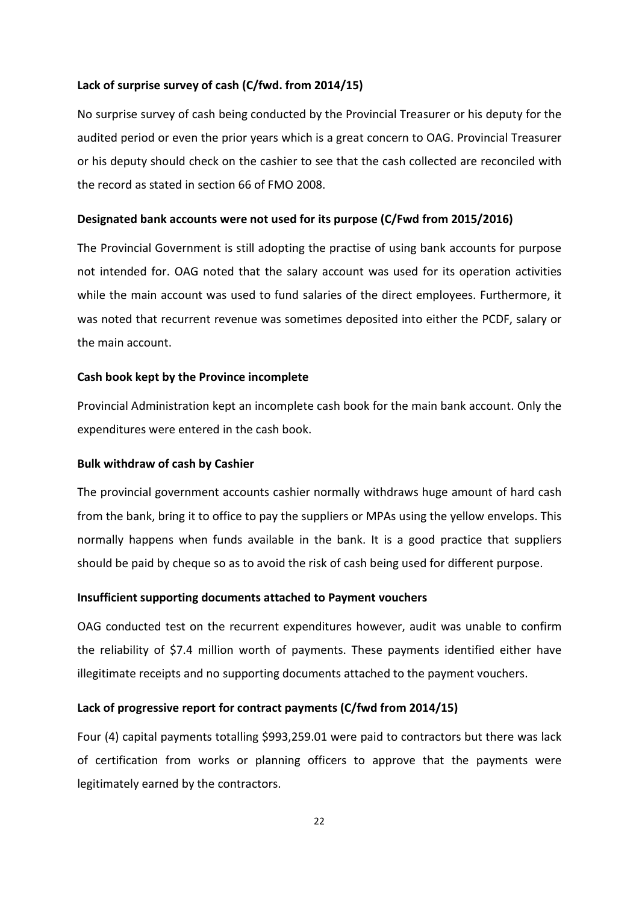**Lack of surprise survey of cash (C/fwd. from 2014/15)**

No surprise survey of cash being conducted by the Provincial Treasurer or his deputy for the audited period or even the prior years which is a great concern to OAG. Provincial Treasurer or his deputy should check on the cashier to see that the cash collected are reconciled with the record as stated in section 66 of FMO 2008.

**Designated bank accounts were not used for its purpose (C/Fwd from 2015/2016)**

The Provincial Government is still adopting the practise of using bank accounts for purpose not intended for. OAG noted that the salary account was used for its operation activities while the main account was used to fund salaries of the direct employees. Furthermore, it was noted that recurrent revenue was sometimes deposited into either the PCDF, salary or the main account.

**Cash book kept by the Province incomplete**

Provincial Administration kept an incomplete cash book for the main bank account. Only the expenditures were entered in the cash book.

**Bulk withdraw of cash by Cashier**

The provincial government accounts cashier normally withdraws huge amount of hard cash from the bank, bring it to office to pay the suppliers or MPAs using the yellow envelops. This normally happens when funds available in the bank. It is a good practice that suppliers should be paid by cheque so as to avoid the risk of cash being used for different purpose.

**Insufficient supporting documents attached to Payment vouchers**

OAG conducted test on the recurrent expenditures however, audit was unable to confirm the reliability of $7.4 million worth of payments. These payments identified either have illegitimate receipts and no supporting documents attached to the payment vouchers.

**Lack of progressive report for contract payments (C/fwd from 2014/15)**

Four (4) capital payments totalling $993,259.01 were paid to contractors but there was lack of certification from works or planning officers to approve that the payments were legitimately earned by the contractors.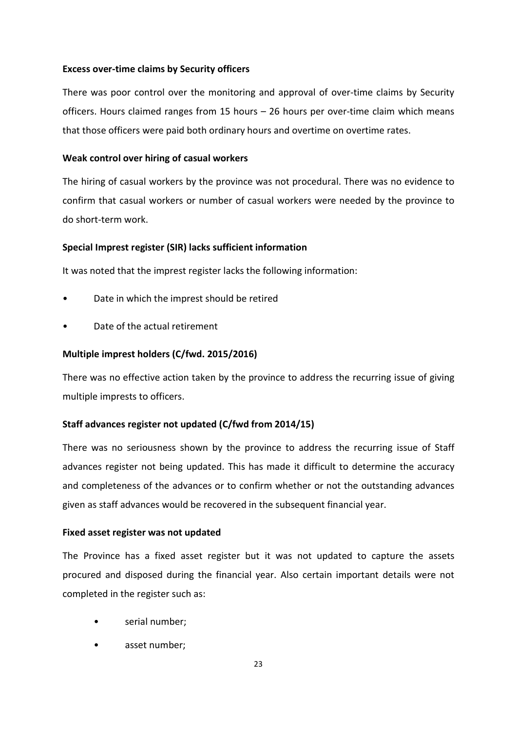**Excess over-time claims by Security officers**

There was poor control over the monitoring and approval of over-time claims by Security officers. Hours claimed ranges from 15 hours – 26 hours per over-time claim which means that those officers were paid both ordinary hours and overtime on overtime rates.

**Weak control over hiring of casual workers**

The hiring of casual workers by the province was not procedural. There was no evidence to confirm that casual workers or number of casual workers were needed by the province to do short-term work.

**Special Imprest register (SIR) lacks sufficient information**

It was noted that the imprest register lacks the following information:

- Date in which the imprest should be retired
- Date of the actual retirement

**Multiple imprest holders (C/fwd. 2015/2016)**

There was no effective action taken by the province to address the recurring issue of giving multiple imprests to officers.

**Staff advances register not updated (C/fwd from 2014/15)**

There was no seriousness shown by the province to address the recurring issue of Staff advances register not being updated. This has made it difficult to determine the accuracy and completeness of the advances or to confirm whether or not the outstanding advances given as staff advances would be recovered in the subsequent financial year.

**Fixed asset register was not updated**

The Province has a fixed asset register but it was not updated to capture the assets procured and disposed during the financial year. Also certain important details were not completed in the register such as:

- serial number;
- asset number;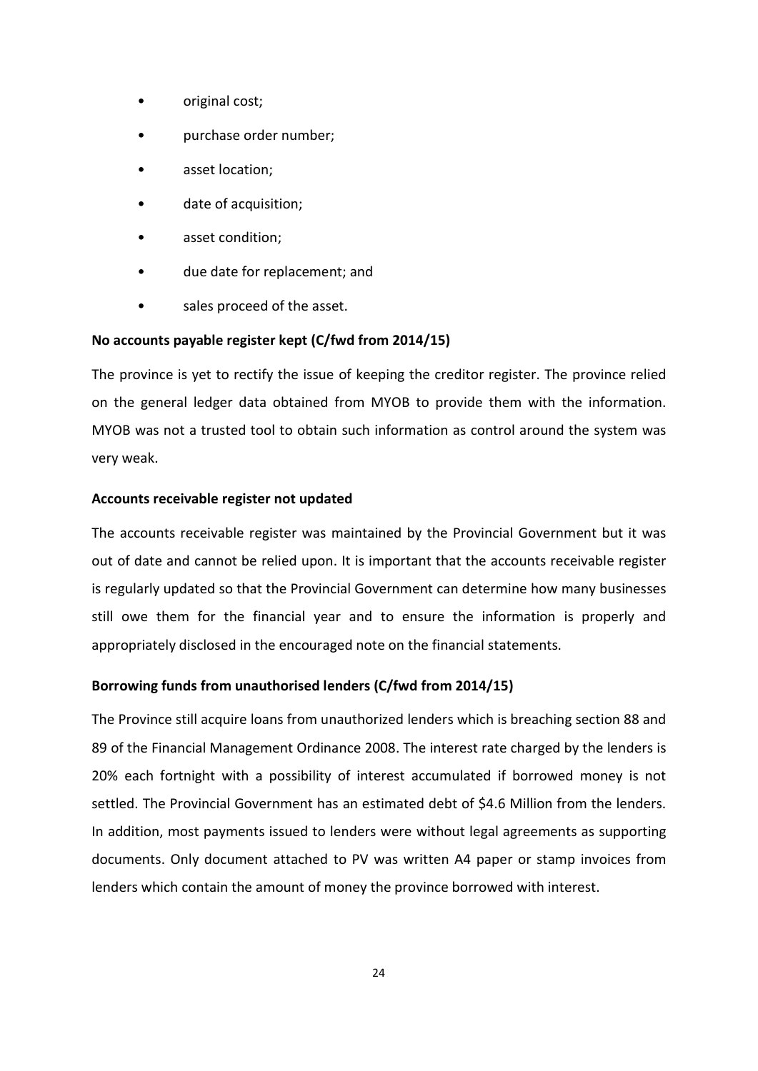- original cost;
- purchase order number;
- asset location;
- date of acquisition;
- asset condition;
- due date for replacement; and
- sales proceed of the asset.

**No accounts payable register kept (C/fwd from 2014/15)**

The province is yet to rectify the issue of keeping the creditor register. The province relied on the general ledger data obtained from MYOB to provide them with the information. MYOB was not a trusted tool to obtain such information as control around the system was very weak.

**Accounts receivable register not updated**

The accounts receivable register was maintained by the Provincial Government but it was out of date and cannot be relied upon. It is important that the accounts receivable register is regularly updated so that the Provincial Government can determine how many businesses still owe them for the financial year and to ensure the information is properly and appropriately disclosed in the encouraged note on the financial statements.

**Borrowing funds from unauthorised lenders (C/fwd from 2014/15)**

The Province still acquire loans from unauthorized lenders which is breaching section 88 and 89 of the Financial Management Ordinance 2008. The interest rate charged by the lenders is 20% each fortnight with a possibility of interest accumulated if borrowed money is not settled. The Provincial Government has an estimated debt of $4.6 Million from the lenders. In addition, most payments issued to lenders were without legal agreements as supporting documents. Only document attached to PV was written A4 paper or stamp invoices from lenders which contain the amount of money the province borrowed with interest.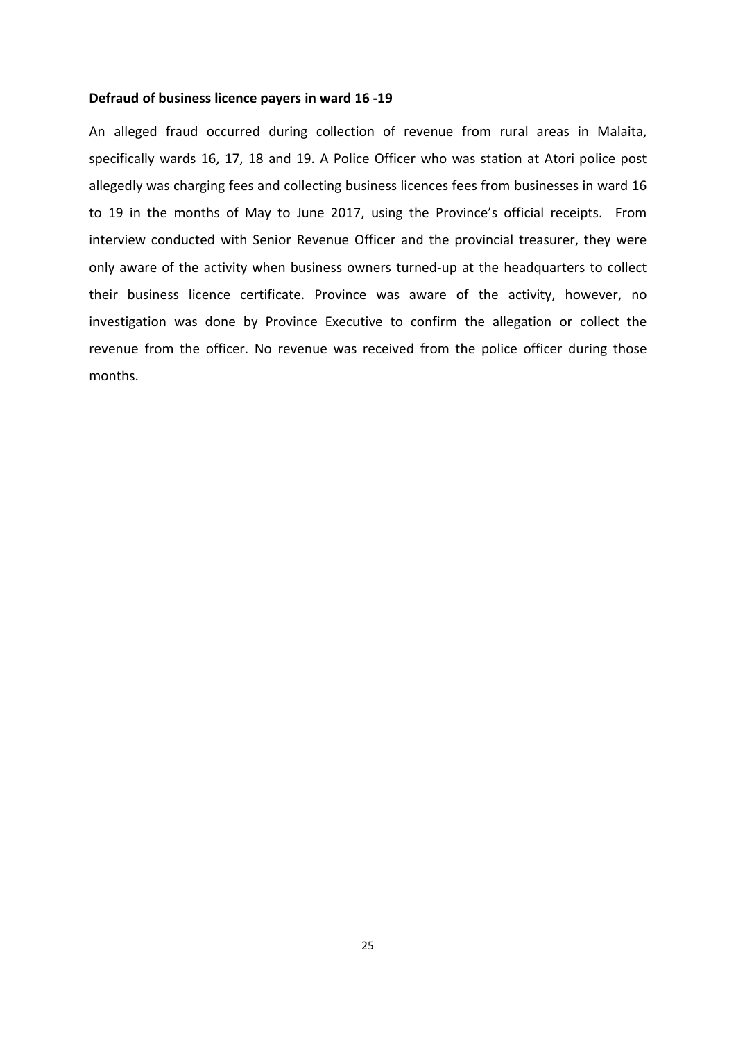**Defraud of business licence payers in ward 16 -19**

An alleged fraud occurred during collection of revenue from rural areas in Malaita, specifically wards 16, 17, 18 and 19. A Police Officer who was station at Atori police post allegedly was charging fees and collecting business licences fees from businesses in ward 16 to 19 in the months of May to June 2017, using the Province's official receipts. From interview conducted with Senior Revenue Officer and the provincial treasurer, they were only aware of the activity when business owners turned-up at the headquarters to collect their business licence certificate. Province was aware of the activity, however, no investigation was done by Province Executive to confirm the allegation or collect the revenue from the officer. No revenue was received from the police officer during those months.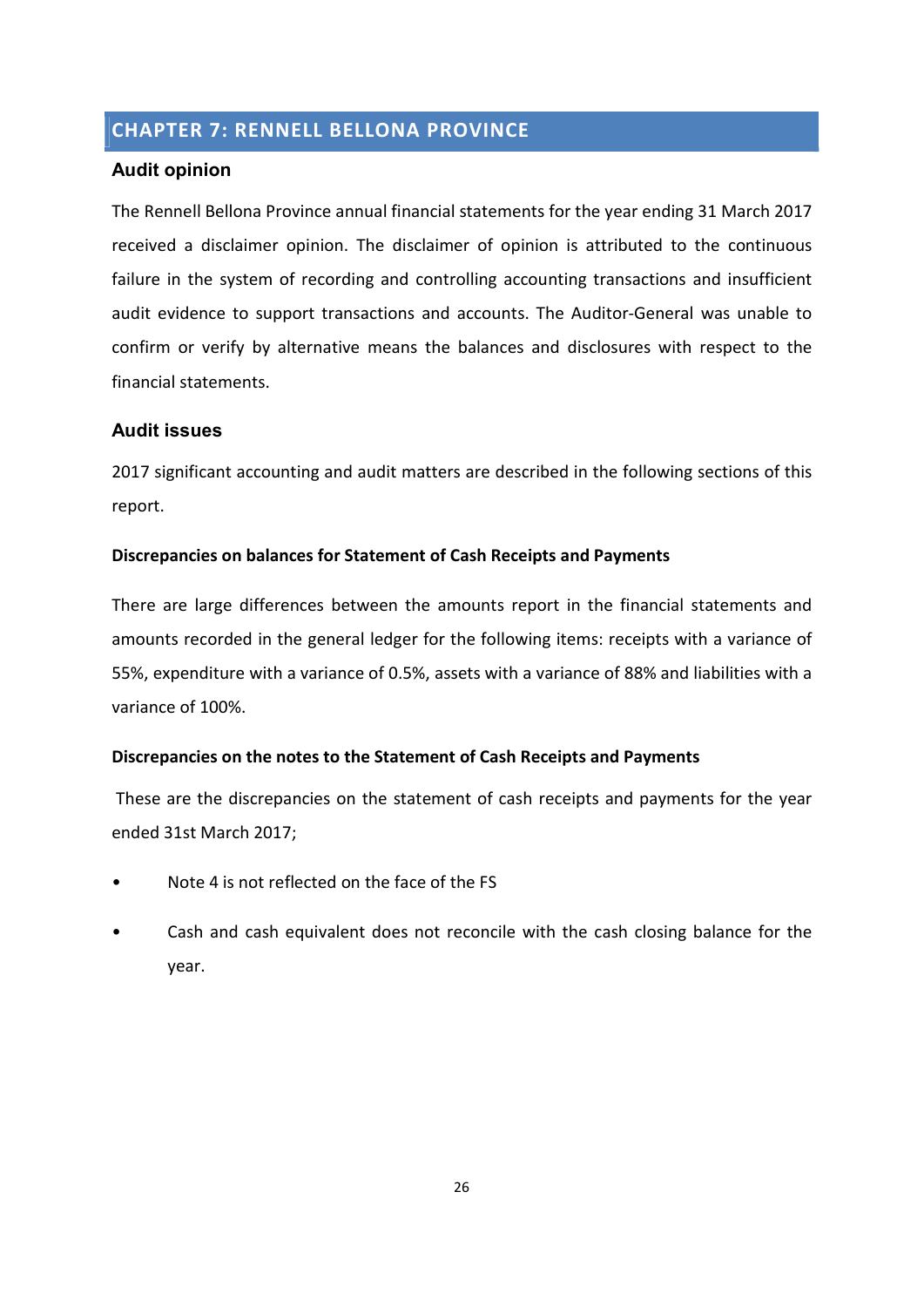# CHAPTER 7: RENNELL BELLONA PROVINCE

## Audit opinion

The Rennell Bellona Province annual financial statements for the year ending 31 March 2017 received a disclaimer opinion. The disclaimer of opinion is attributed to the continuous failure in the system of recording and controlling accounting transactions and insufficient audit evidence to support transactions and accounts. The Auditor-General was unable to confirm or verify by alternative means the balances and disclosures with respect to the financial statements.

## Audit issues

2017 significant accounting and audit matters are described in the following sections of this report.

### Discrepancies on balances for Statement of Cash Receipts and Payments

There are large differences between the amounts report in the financial statements and amounts recorded in the general ledger for the following items: receipts with a variance of 55%, expenditure with a variance of 0.5%, assets with a variance of 88% and liabilities with a variance of 100%.

### Discrepancies on the notes to the Statement of Cash Receipts and Payments

These are the discrepancies on the statement of cash receipts and payments for the year ended 31st March 2017;

- Note 4 is not reflected on the face of the FS
- Cash and cash equivalent does not reconcile with the cash closing balance for the year.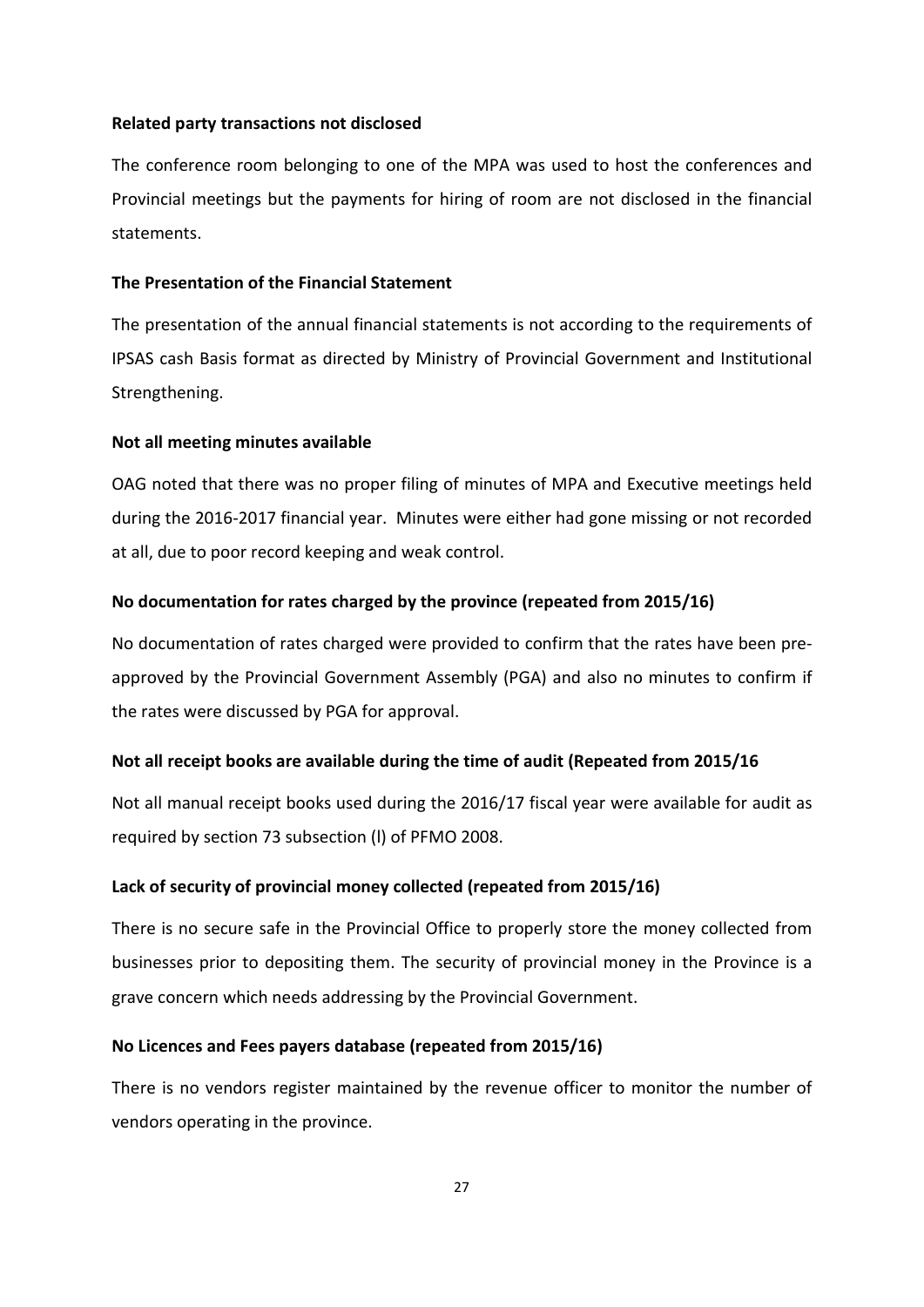**Related party transactions not disclosed**

The conference room belonging to one of the MPA was used to host the conferences and Provincial meetings but the payments for hiring of room are not disclosed in the financial statements.

**The Presentation of the Financial Statement**

The presentation of the annual financial statements is not according to the requirements of IPSAS cash Basis format as directed by Ministry of Provincial Government and Institutional Strengthening.

**Not all meeting minutes available**

OAG noted that there was no proper filing of minutes of MPA and Executive meetings held during the 2016-2017 financial year. Minutes were either had gone missing or not recorded at all, due to poor record keeping and weak control.

**No documentation for rates charged by the province (repeated from 2015/16)**

No documentation of rates charged were provided to confirm that the rates have been pre-approved by the Provincial Government Assembly (PGA) and also no minutes to confirm if the rates were discussed by PGA for approval.

**Not all receipt books are available during the time of audit (Repeated from 2015/16**

Not all manual receipt books used during the 2016/17 fiscal year were available for audit as required by section 73 subsection (l) of PFMO 2008.

**Lack of security of provincial money collected (repeated from 2015/16)**

There is no secure safe in the Provincial Office to properly store the money collected from businesses prior to depositing them. The security of provincial money in the Province is a grave concern which needs addressing by the Provincial Government.

**No Licences and Fees payers database (repeated from 2015/16)**

There is no vendors register maintained by the revenue officer to monitor the number of vendors operating in the province.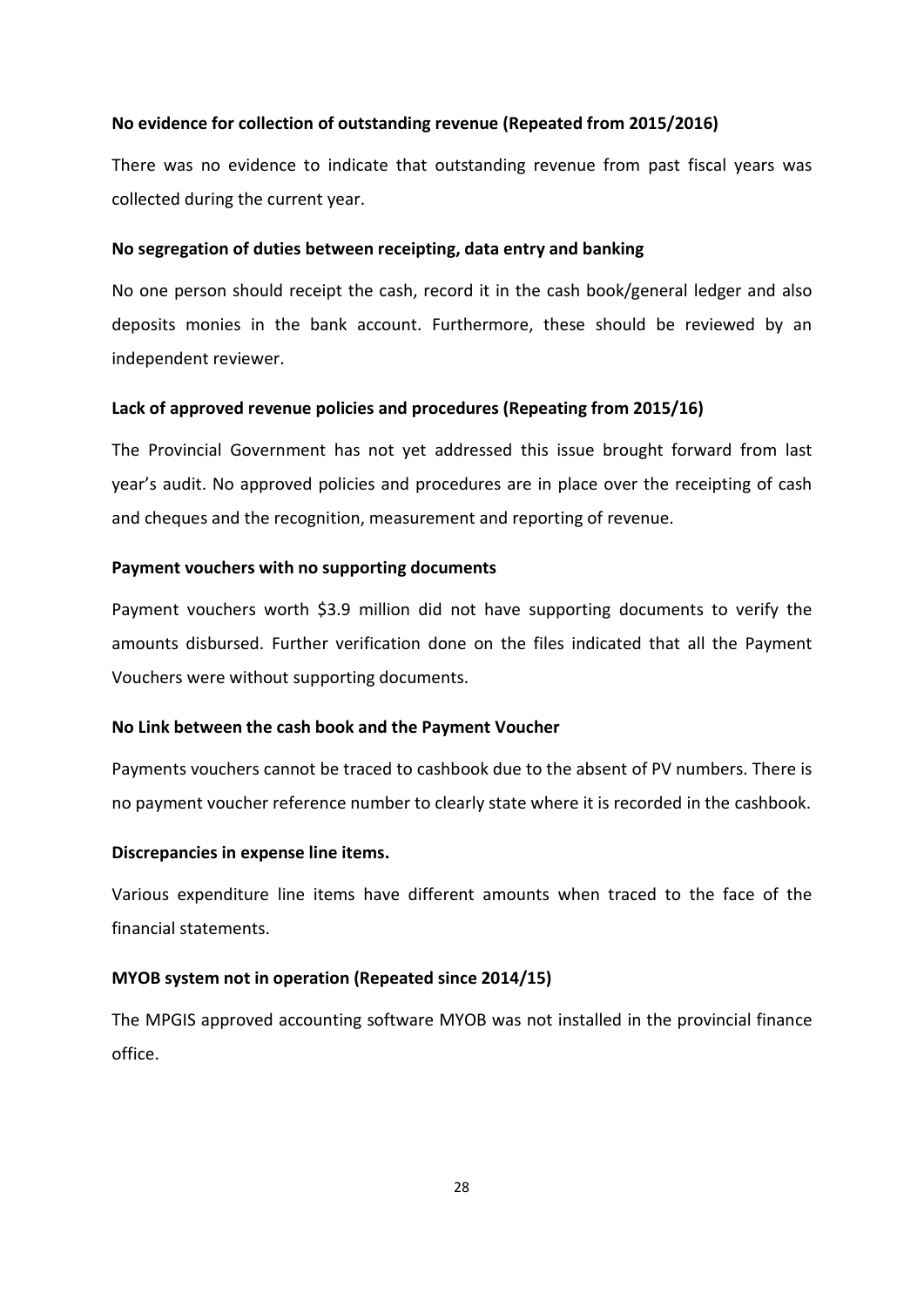**No evidence for collection of outstanding revenue (Repeated from 2015/2016)**

There was no evidence to indicate that outstanding revenue from past fiscal years was collected during the current year.

**No segregation of duties between receipting, data entry and banking**

No one person should receipt the cash, record it in the cash book/general ledger and also deposits monies in the bank account. Furthermore, these should be reviewed by an independent reviewer.

**Lack of approved revenue policies and procedures (Repeating from 2015/16)**

The Provincial Government has not yet addressed this issue brought forward from last year's audit. No approved policies and procedures are in place over the receipting of cash and cheques and the recognition, measurement and reporting of revenue.

**Payment vouchers with no supporting documents**

Payment vouchers worth $3.9 million did not have supporting documents to verify the amounts disbursed. Further verification done on the files indicated that all the Payment Vouchers were without supporting documents.

**No Link between the cash book and the Payment Voucher**

Payments vouchers cannot be traced to cashbook due to the absent of PV numbers. There is no payment voucher reference number to clearly state where it is recorded in the cashbook.

**Discrepancies in expense line items.**

Various expenditure line items have different amounts when traced to the face of the financial statements.

**MYOB system not in operation (Repeated since 2014/15)**

The MPGIS approved accounting software MYOB was not installed in the provincial finance office.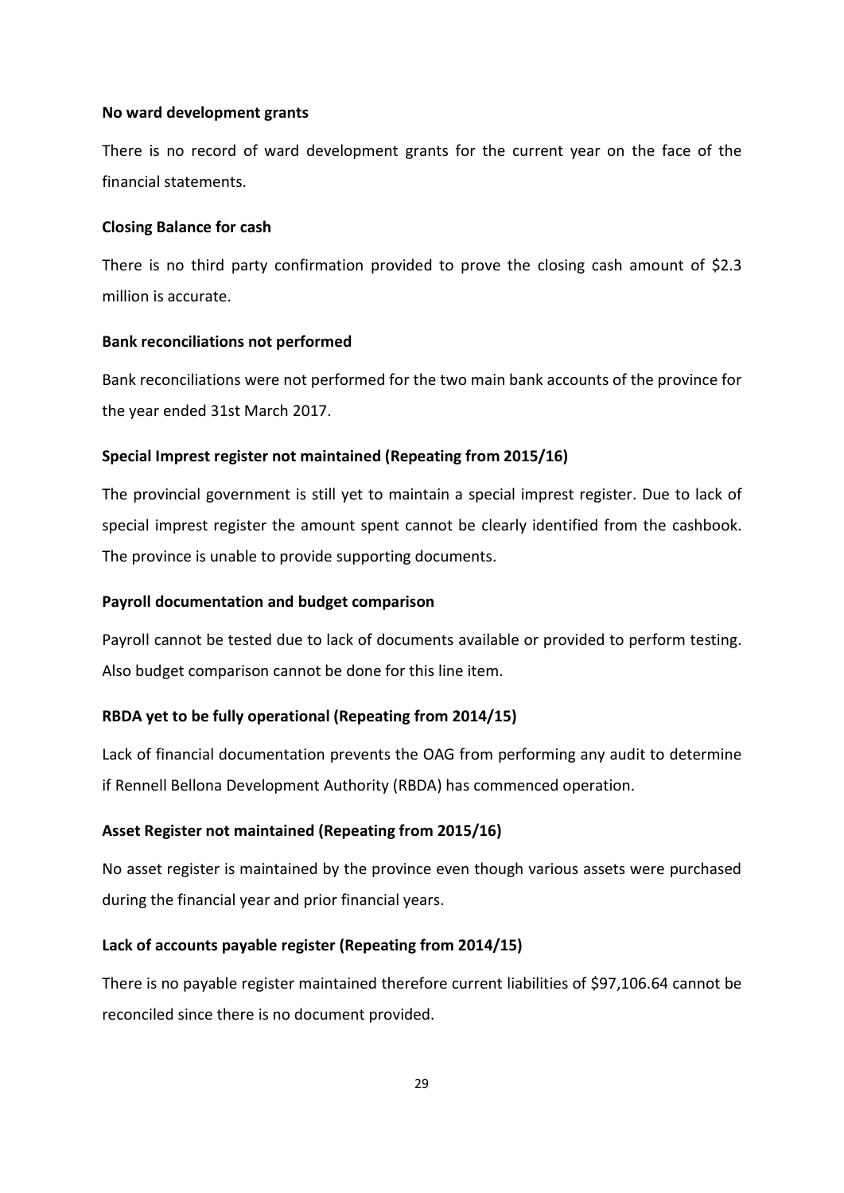**No ward development grants**

There is no record of ward development grants for the current year on the face of the financial statements.

**Closing Balance for cash**

There is no third party confirmation provided to prove the closing cash amount of $2.3 million is accurate.

**Bank reconciliations not performed**

Bank reconciliations were not performed for the two main bank accounts of the province for the year ended 31st March 2017.

**Special Imprest register not maintained (Repeating from 2015/16)**

The provincial government is still yet to maintain a special imprest register. Due to lack of special imprest register the amount spent cannot be clearly identified from the cashbook. The province is unable to provide supporting documents.

**Payroll documentation and budget comparison**

Payroll cannot be tested due to lack of documents available or provided to perform testing. Also budget comparison cannot be done for this line item.

**RBDA yet to be fully operational (Repeating from 2014/15)**

Lack of financial documentation prevents the OAG from performing any audit to determine if Rennell Bellona Development Authority (RBDA) has commenced operation.

**Asset Register not maintained (Repeating from 2015/16)**

No asset register is maintained by the province even though various assets were purchased during the financial year and prior financial years.

**Lack of accounts payable register (Repeating from 2014/15)**

There is no payable register maintained therefore current liabilities of $97,106.64 cannot be reconciled since there is no document provided.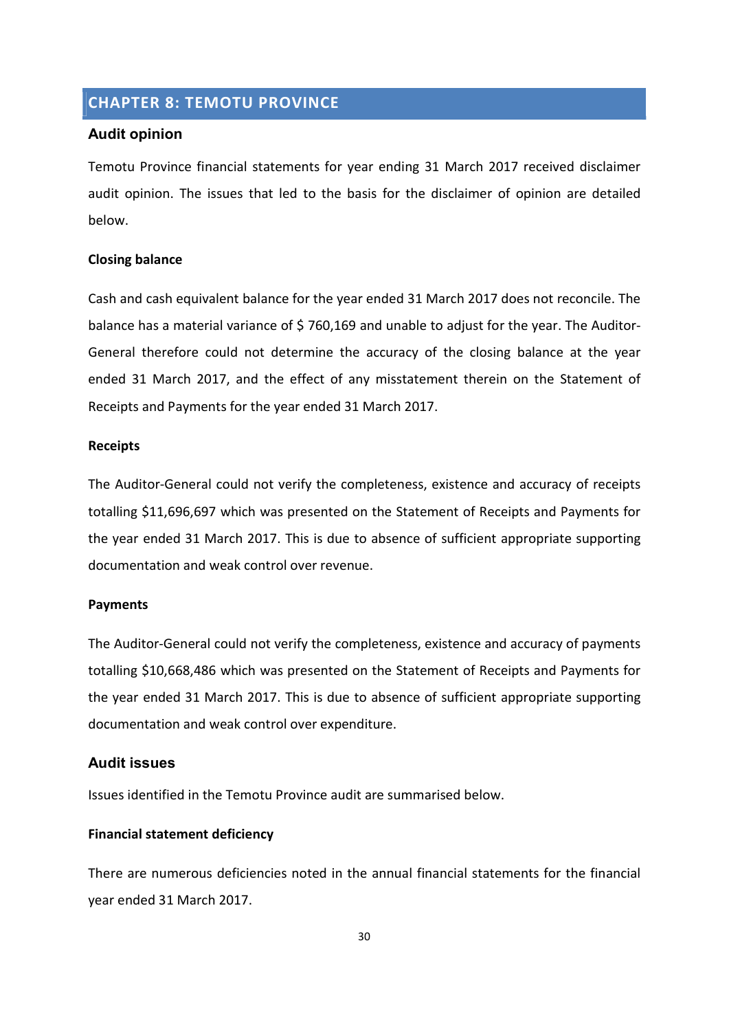# CHAPTER 8: TEMOTU PROVINCE

## Audit opinion

Temotu Province financial statements for year ending 31 March 2017 received disclaimer audit opinion. The issues that led to the basis for the disclaimer of opinion are detailed below.

**Closing balance**

Cash and cash equivalent balance for the year ended 31 March 2017 does not reconcile. The balance has a material variance of $ 760,169 and unable to adjust for the year. The Auditor-General therefore could not determine the accuracy of the closing balance at the year ended 31 March 2017, and the effect of any misstatement therein on the Statement of Receipts and Payments for the year ended 31 March 2017.

**Receipts**

The Auditor-General could not verify the completeness, existence and accuracy of receipts totalling $11,696,697 which was presented on the Statement of Receipts and Payments for the year ended 31 March 2017. This is due to absence of sufficient appropriate supporting documentation and weak control over revenue.

**Payments**

The Auditor-General could not verify the completeness, existence and accuracy of payments totalling $10,668,486 which was presented on the Statement of Receipts and Payments for the year ended 31 March 2017. This is due to absence of sufficient appropriate supporting documentation and weak control over expenditure.

## Audit issues

Issues identified in the Temotu Province audit are summarised below.

**Financial statement deficiency**

There are numerous deficiencies noted in the annual financial statements for the financial year ended 31 March 2017.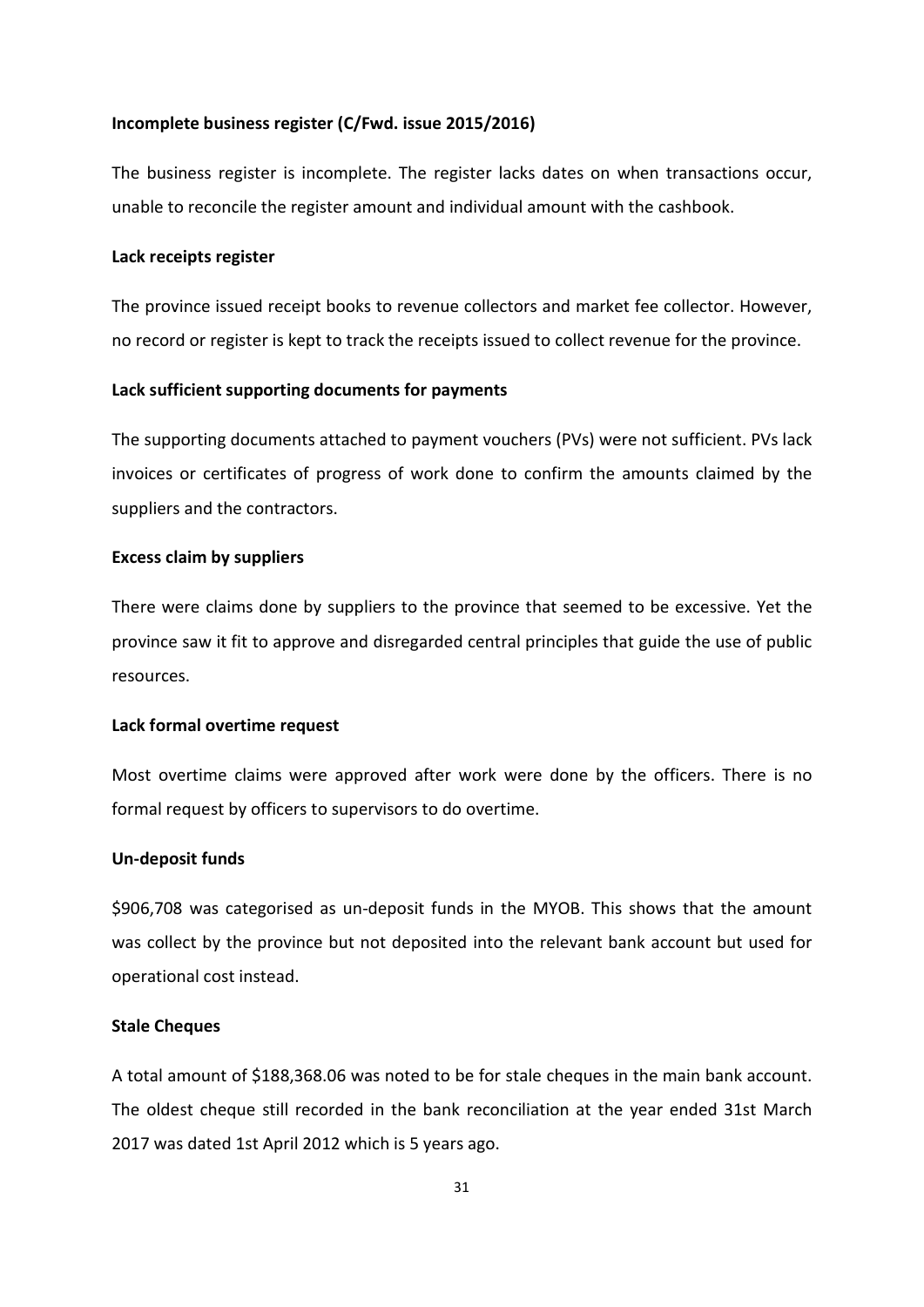**Incomplete business register (C/Fwd. issue 2015/2016)**

The business register is incomplete. The register lacks dates on when transactions occur, unable to reconcile the register amount and individual amount with the cashbook.

**Lack receipts register**

The province issued receipt books to revenue collectors and market fee collector. However, no record or register is kept to track the receipts issued to collect revenue for the province.

**Lack sufficient supporting documents for payments**

The supporting documents attached to payment vouchers (PVs) were not sufficient. PVs lack invoices or certificates of progress of work done to confirm the amounts claimed by the suppliers and the contractors.

**Excess claim by suppliers**

There were claims done by suppliers to the province that seemed to be excessive. Yet the province saw it fit to approve and disregarded central principles that guide the use of public resources.

**Lack formal overtime request**

Most overtime claims were approved after work were done by the officers. There is no formal request by officers to supervisors to do overtime.

**Un-deposit funds**

$906,708 was categorised as un-deposit funds in the MYOB. This shows that the amount was collect by the province but not deposited into the relevant bank account but used for operational cost instead.

**Stale Cheques**

A total amount of $188,368.06 was noted to be for stale cheques in the main bank account. The oldest cheque still recorded in the bank reconciliation at the year ended 31st March 2017 was dated 1st April 2012 which is 5 years ago.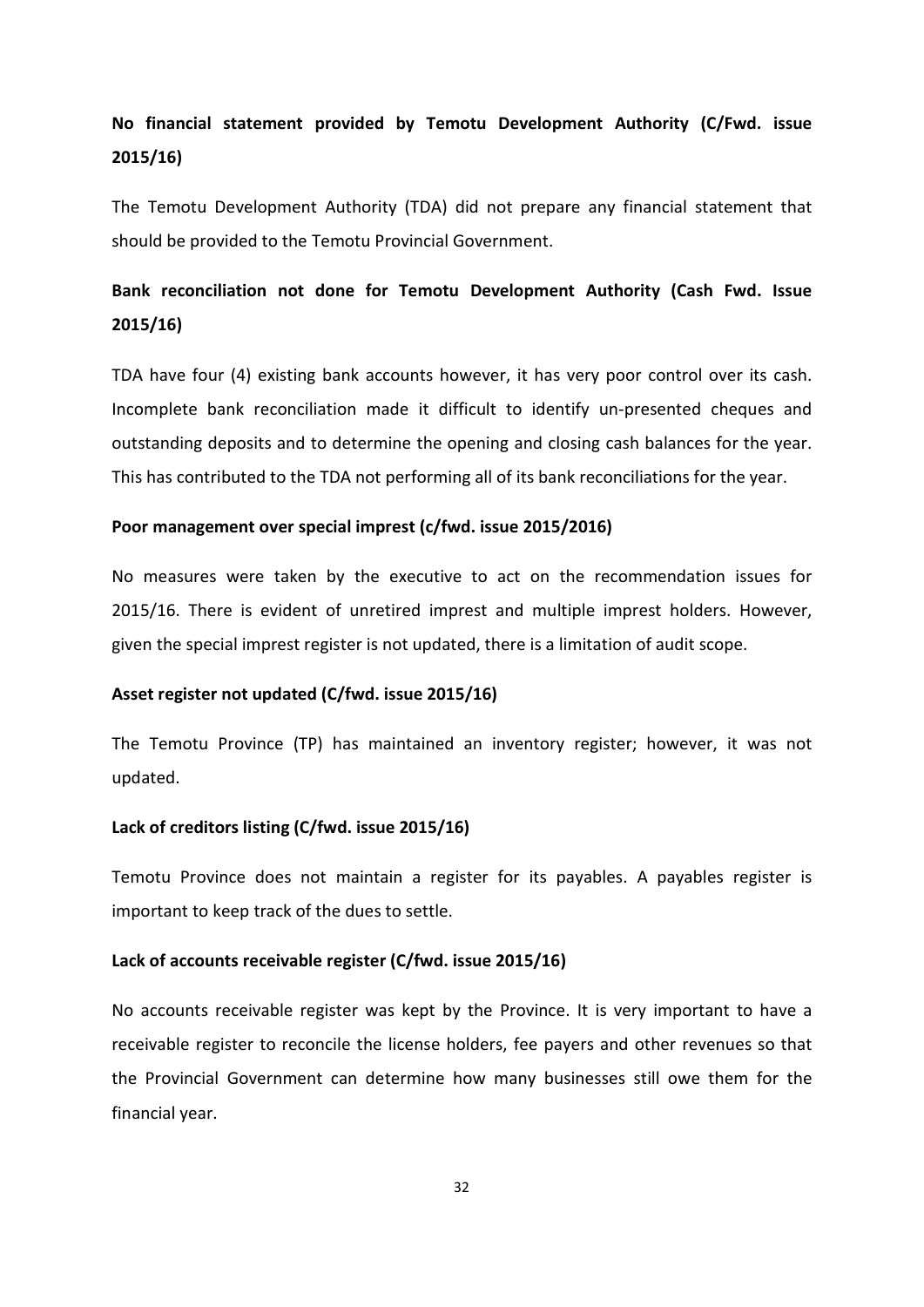**No financial statement provided by Temotu Development Authority (C/Fwd. issue 2015/16)**

The Temotu Development Authority (TDA) did not prepare any financial statement that should be provided to the Temotu Provincial Government.

**Bank reconciliation not done for Temotu Development Authority (Cash Fwd. Issue 2015/16)**

TDA have four (4) existing bank accounts however, it has very poor control over its cash. Incomplete bank reconciliation made it difficult to identify un-presented cheques and outstanding deposits and to determine the opening and closing cash balances for the year. This has contributed to the TDA not performing all of its bank reconciliations for the year.

**Poor management over special imprest (c/fwd. issue 2015/2016)**

No measures were taken by the executive to act on the recommendation issues for 2015/16. There is evident of unretired imprest and multiple imprest holders. However, given the special imprest register is not updated, there is a limitation of audit scope.

**Asset register not updated (C/fwd. issue 2015/16)**

The Temotu Province (TP) has maintained an inventory register; however, it was not updated.

**Lack of creditors listing (C/fwd. issue 2015/16)**

Temotu Province does not maintain a register for its payables. A payables register is important to keep track of the dues to settle.

**Lack of accounts receivable register (C/fwd. issue 2015/16)**

No accounts receivable register was kept by the Province. It is very important to have a receivable register to reconcile the license holders, fee payers and other revenues so that the Provincial Government can determine how many businesses still owe them for the financial year.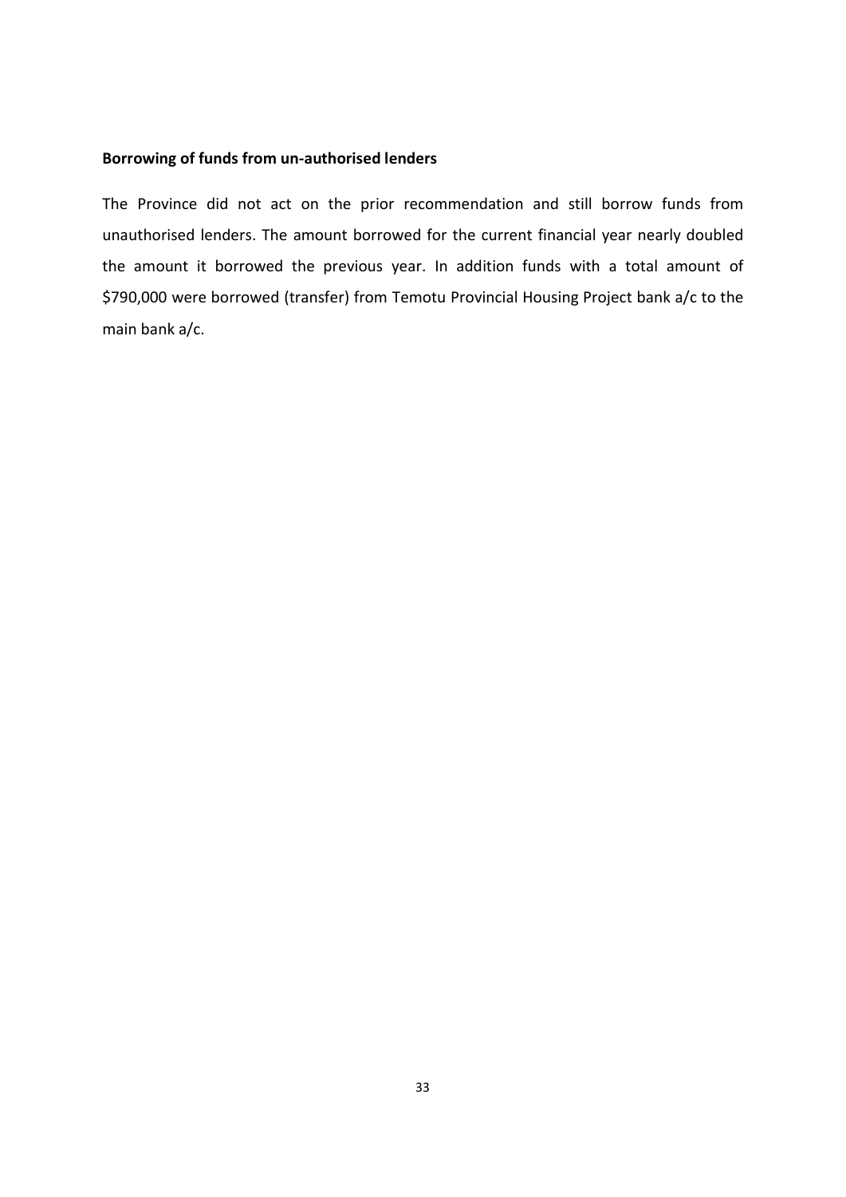**Borrowing of funds from un-authorised lenders**

The Province did not act on the prior recommendation and still borrow funds from unauthorised lenders. The amount borrowed for the current financial year nearly doubled the amount it borrowed the previous year. In addition funds with a total amount of $790,000 were borrowed (transfer) from Temotu Provincial Housing Project bank a/c to the main bank a/c.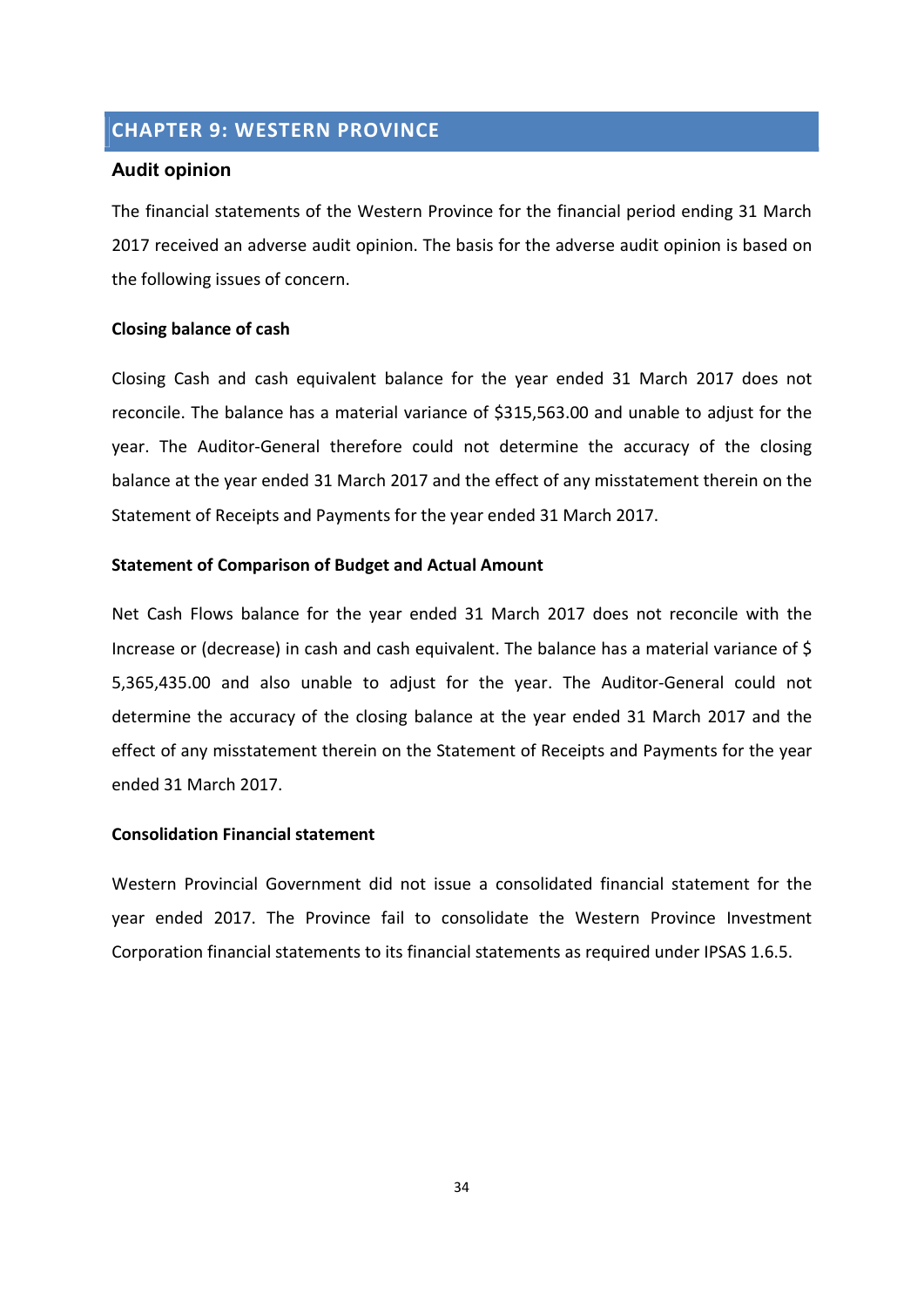# CHAPTER 9: WESTERN PROVINCE

## Audit opinion

The financial statements of the Western Province for the financial period ending 31 March 2017 received an adverse audit opinion. The basis for the adverse audit opinion is based on the following issues of concern.

### Closing balance of cash

Closing Cash and cash equivalent balance for the year ended 31 March 2017 does not reconcile. The balance has a material variance of $315,563.00 and unable to adjust for the year. The Auditor-General therefore could not determine the accuracy of the closing balance at the year ended 31 March 2017 and the effect of any misstatement therein on the Statement of Receipts and Payments for the year ended 31 March 2017.

### Statement of Comparison of Budget and Actual Amount

Net Cash Flows balance for the year ended 31 March 2017 does not reconcile with the Increase or (decrease) in cash and cash equivalent. The balance has a material variance of $ 5,365,435.00 and also unable to adjust for the year. The Auditor-General could not determine the accuracy of the closing balance at the year ended 31 March 2017 and the effect of any misstatement therein on the Statement of Receipts and Payments for the year ended 31 March 2017.

### Consolidation Financial statement

Western Provincial Government did not issue a consolidated financial statement for the year ended 2017. The Province fail to consolidate the Western Province Investment Corporation financial statements to its financial statements as required under IPSAS 1.6.5.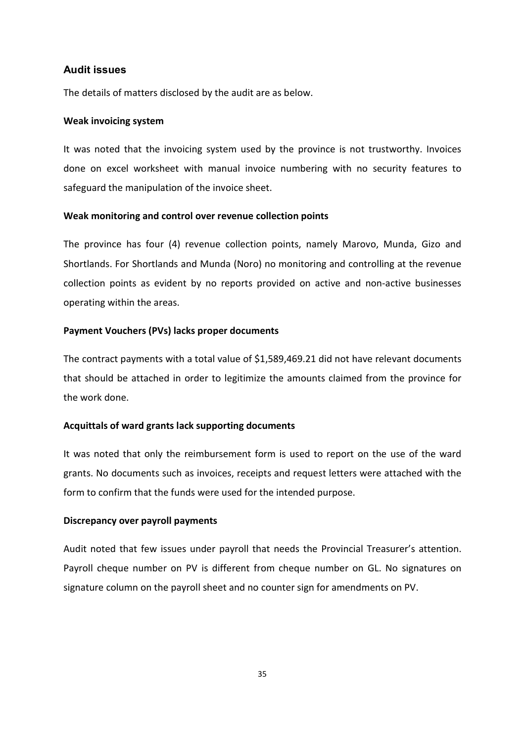## Audit issues

The details of matters disclosed by the audit are as below.

**Weak invoicing system**

It was noted that the invoicing system used by the province is not trustworthy. Invoices done on excel worksheet with manual invoice numbering with no security features to safeguard the manipulation of the invoice sheet.

**Weak monitoring and control over revenue collection points**

The province has four (4) revenue collection points, namely Marovo, Munda, Gizo and Shortlands. For Shortlands and Munda (Noro) no monitoring and controlling at the revenue collection points as evident by no reports provided on active and non-active businesses operating within the areas.

**Payment Vouchers (PVs) lacks proper documents**

The contract payments with a total value of $1,589,469.21 did not have relevant documents that should be attached in order to legitimize the amounts claimed from the province for the work done.

**Acquittals of ward grants lack supporting documents**

It was noted that only the reimbursement form is used to report on the use of the ward grants. No documents such as invoices, receipts and request letters were attached with the form to confirm that the funds were used for the intended purpose.

**Discrepancy over payroll payments**

Audit noted that few issues under payroll that needs the Provincial Treasurer's attention. Payroll cheque number on PV is different from cheque number on GL. No signatures on signature column on the payroll sheet and no counter sign for amendments on PV.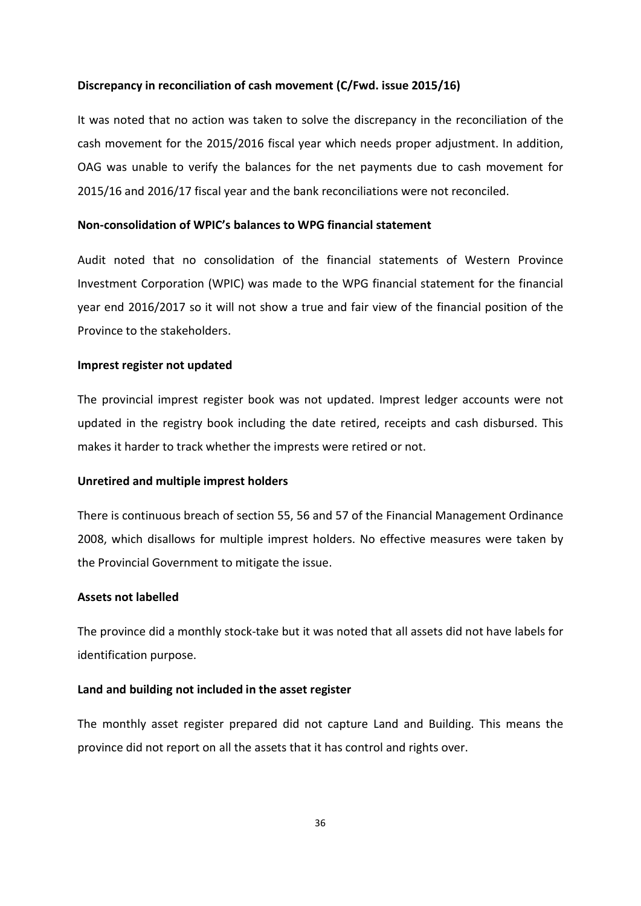**Discrepancy in reconciliation of cash movement (C/Fwd. issue 2015/16)**

It was noted that no action was taken to solve the discrepancy in the reconciliation of the cash movement for the 2015/2016 fiscal year which needs proper adjustment. In addition, OAG was unable to verify the balances for the net payments due to cash movement for 2015/16 and 2016/17 fiscal year and the bank reconciliations were not reconciled.

**Non-consolidation of WPIC's balances to WPG financial statement**

Audit noted that no consolidation of the financial statements of Western Province Investment Corporation (WPIC) was made to the WPG financial statement for the financial year end 2016/2017 so it will not show a true and fair view of the financial position of the Province to the stakeholders.

**Imprest register not updated**

The provincial imprest register book was not updated. Imprest ledger accounts were not updated in the registry book including the date retired, receipts and cash disbursed. This makes it harder to track whether the imprests were retired or not.

**Unretired and multiple imprest holders**

There is continuous breach of section 55, 56 and 57 of the Financial Management Ordinance 2008, which disallows for multiple imprest holders. No effective measures were taken by the Provincial Government to mitigate the issue.

**Assets not labelled**

The province did a monthly stock-take but it was noted that all assets did not have labels for identification purpose.

**Land and building not included in the asset register**

The monthly asset register prepared did not capture Land and Building. This means the province did not report on all the assets that it has control and rights over.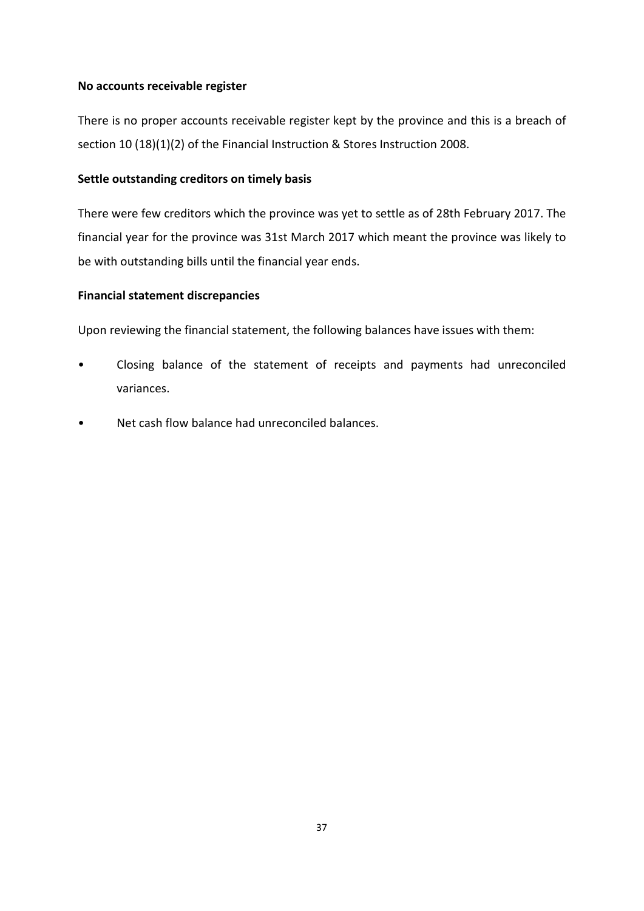**No accounts receivable register**

There is no proper accounts receivable register kept by the province and this is a breach of section 10 (18)(1)(2) of the Financial Instruction & Stores Instruction 2008.

**Settle outstanding creditors on timely basis**

There were few creditors which the province was yet to settle as of 28th February 2017. The financial year for the province was 31st March 2017 which meant the province was likely to be with outstanding bills until the financial year ends.

**Financial statement discrepancies**

Upon reviewing the financial statement, the following balances have issues with them:

- Closing balance of the statement of receipts and payments had unreconciled variances.
- Net cash flow balance had unreconciled balances.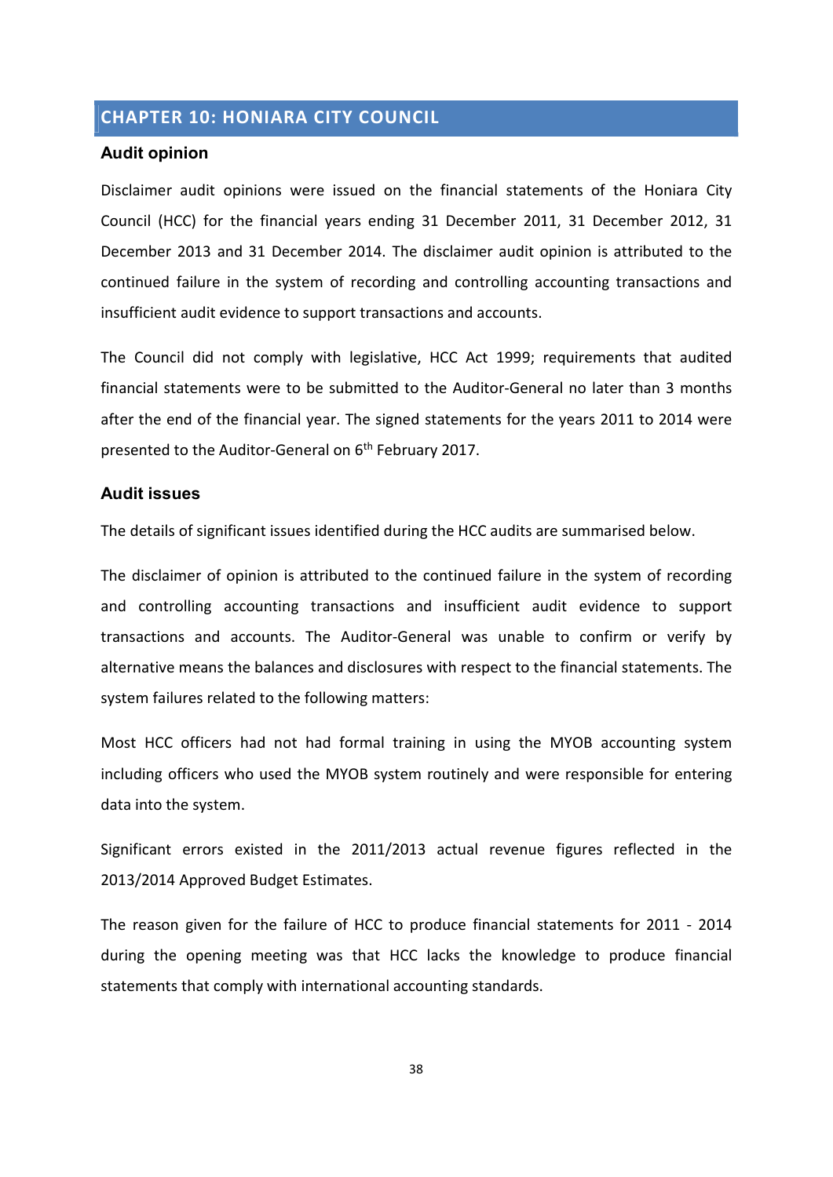## CHAPTER 10: HONIARA CITY COUNCIL

### Audit opinion

Disclaimer audit opinions were issued on the financial statements of the Honiara City Council (HCC) for the financial years ending 31 December 2011, 31 December 2012, 31 December 2013 and 31 December 2014. The disclaimer audit opinion is attributed to the continued failure in the system of recording and controlling accounting transactions and insufficient audit evidence to support transactions and accounts.

The Council did not comply with legislative, HCC Act 1999; requirements that audited financial statements were to be submitted to the Auditor-General no later than 3 months after the end of the financial year. The signed statements for the years 2011 to 2014 were presented to the Auditor-General on 6th February 2017.

### Audit issues

The details of significant issues identified during the HCC audits are summarised below.

The disclaimer of opinion is attributed to the continued failure in the system of recording and controlling accounting transactions and insufficient audit evidence to support transactions and accounts. The Auditor-General was unable to confirm or verify by alternative means the balances and disclosures with respect to the financial statements. The system failures related to the following matters:

Most HCC officers had not had formal training in using the MYOB accounting system including officers who used the MYOB system routinely and were responsible for entering data into the system.

Significant errors existed in the 2011/2013 actual revenue figures reflected in the 2013/2014 Approved Budget Estimates.

The reason given for the failure of HCC to produce financial statements for 2011 - 2014 during the opening meeting was that HCC lacks the knowledge to produce financial statements that comply with international accounting standards.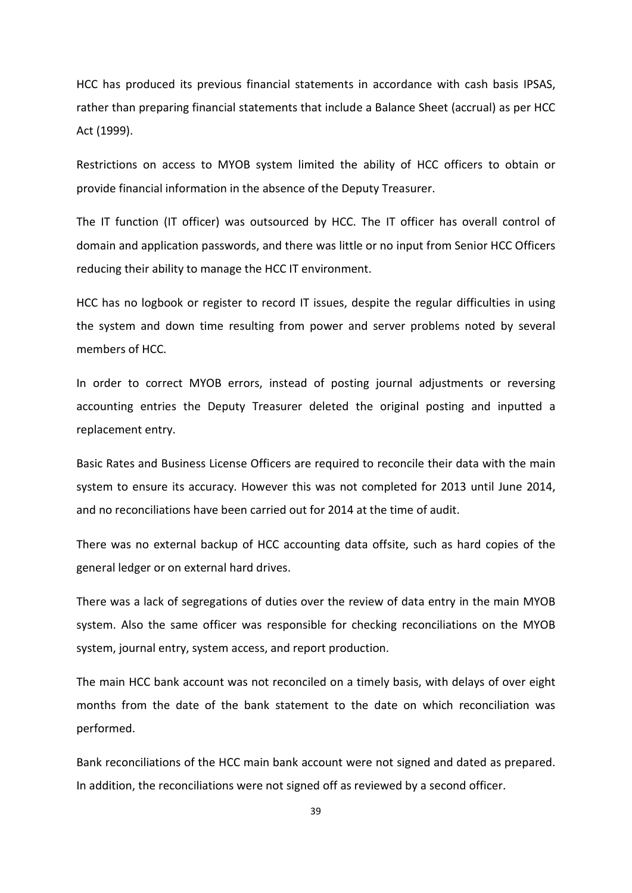HCC has produced its previous financial statements in accordance with cash basis IPSAS, rather than preparing financial statements that include a Balance Sheet (accrual) as per HCC Act (1999).

Restrictions on access to MYOB system limited the ability of HCC officers to obtain or provide financial information in the absence of the Deputy Treasurer.

The IT function (IT officer) was outsourced by HCC. The IT officer has overall control of domain and application passwords, and there was little or no input from Senior HCC Officers reducing their ability to manage the HCC IT environment.

HCC has no logbook or register to record IT issues, despite the regular difficulties in using the system and down time resulting from power and server problems noted by several members of HCC.

In order to correct MYOB errors, instead of posting journal adjustments or reversing accounting entries the Deputy Treasurer deleted the original posting and inputted a replacement entry.

Basic Rates and Business License Officers are required to reconcile their data with the main system to ensure its accuracy. However this was not completed for 2013 until June 2014, and no reconciliations have been carried out for 2014 at the time of audit.

There was no external backup of HCC accounting data offsite, such as hard copies of the general ledger or on external hard drives.

There was a lack of segregations of duties over the review of data entry in the main MYOB system. Also the same officer was responsible for checking reconciliations on the MYOB system, journal entry, system access, and report production.

The main HCC bank account was not reconciled on a timely basis, with delays of over eight months from the date of the bank statement to the date on which reconciliation was performed.

Bank reconciliations of the HCC main bank account were not signed and dated as prepared. In addition, the reconciliations were not signed off as reviewed by a second officer.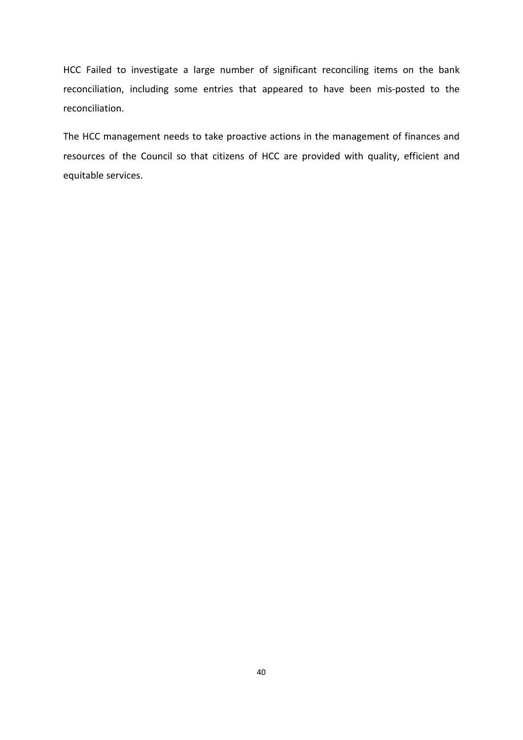HCC Failed to investigate a large number of significant reconciling items on the bank reconciliation, including some entries that appeared to have been mis-posted to the reconciliation.

The HCC management needs to take proactive actions in the management of finances and resources of the Council so that citizens of HCC are provided with quality, efficient and equitable services.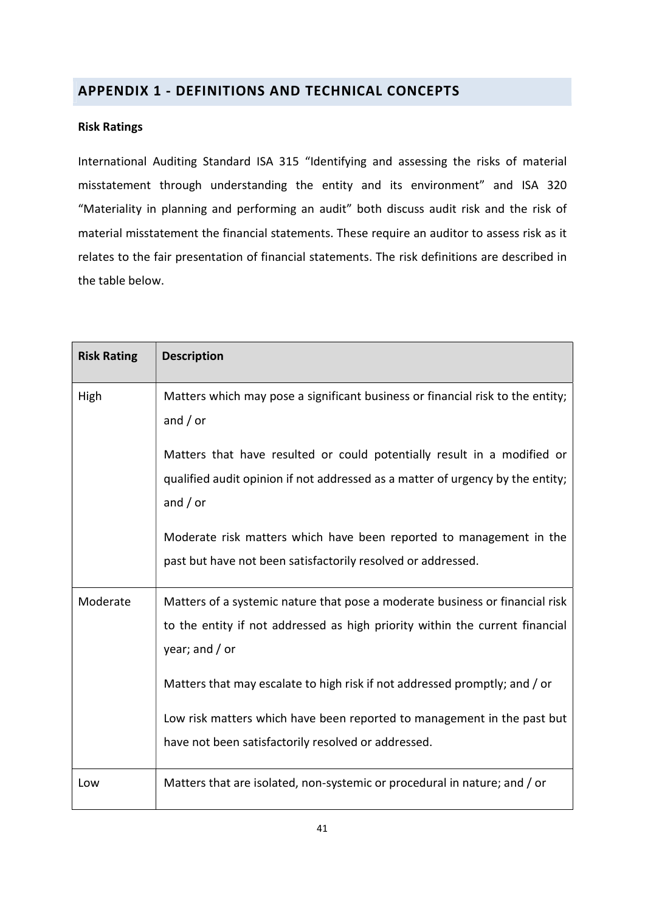## APPENDIX 1 - DEFINITIONS AND TECHNICAL CONCEPTS

**Risk Ratings**

International Auditing Standard ISA 315 "Identifying and assessing the risks of material misstatement through understanding the entity and its environment" and ISA 320 "Materiality in planning and performing an audit" both discuss audit risk and the risk of material misstatement the financial statements. These require an auditor to assess risk as it relates to the fair presentation of financial statements. The risk definitions are described in the table below.

| Risk Rating | Description |
|---|---|
| High | Matters which may pose a significant business or financial risk to the entity; and / or<br><br>Matters that have resulted or could potentially result in a modified or qualified audit opinion if not addressed as a matter of urgency by the entity; and / or<br><br>Moderate risk matters which have been reported to management in the past but have not been satisfactorily resolved or addressed. |
| Moderate | Matters of a systemic nature that pose a moderate business or financial risk to the entity if not addressed as high priority within the current financial year; and / or<br><br>Matters that may escalate to high risk if not addressed promptly; and / or<br><br>Low risk matters which have been reported to management in the past but have not been satisfactorily resolved or addressed. |
| Low | Matters that are isolated, non-systemic or procedural in nature; and / or |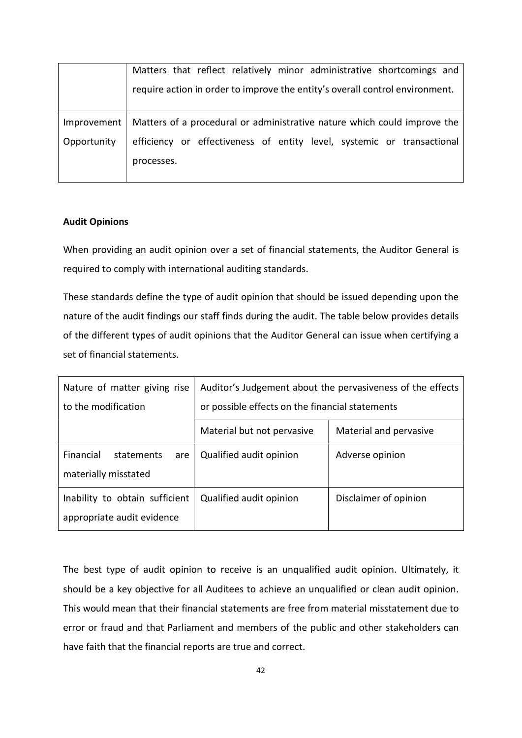| | |
|---|---|
| | Matters that reflect relatively minor administrative shortcomings and require action in order to improve the entity's overall control environment. |
| Improvement Opportunity | Matters of a procedural or administrative nature which could improve the efficiency or effectiveness of entity level, systemic or transactional processes. |

**Audit Opinions**

When providing an audit opinion over a set of financial statements, the Auditor General is required to comply with international auditing standards.

These standards define the type of audit opinion that should be issued depending upon the nature of the audit findings our staff finds during the audit. The table below provides details of the different types of audit opinions that the Auditor General can issue when certifying a set of financial statements.

| Nature of matter giving rise to the modification | Auditor's Judgement about the pervasiveness of the effects or possible effects on the financial statements | |
|---|---|---|
| | Material but not pervasive | Material and pervasive |
| Financial statements are materially misstated | Qualified audit opinion | Adverse opinion |
| Inability to obtain sufficient appropriate audit evidence | Qualified audit opinion | Disclaimer of opinion |

The best type of audit opinion to receive is an unqualified audit opinion. Ultimately, it should be a key objective for all Auditees to achieve an unqualified or clean audit opinion. This would mean that their financial statements are free from material misstatement due to error or fraud and that Parliament and members of the public and other stakeholders can have faith that the financial reports are true and correct.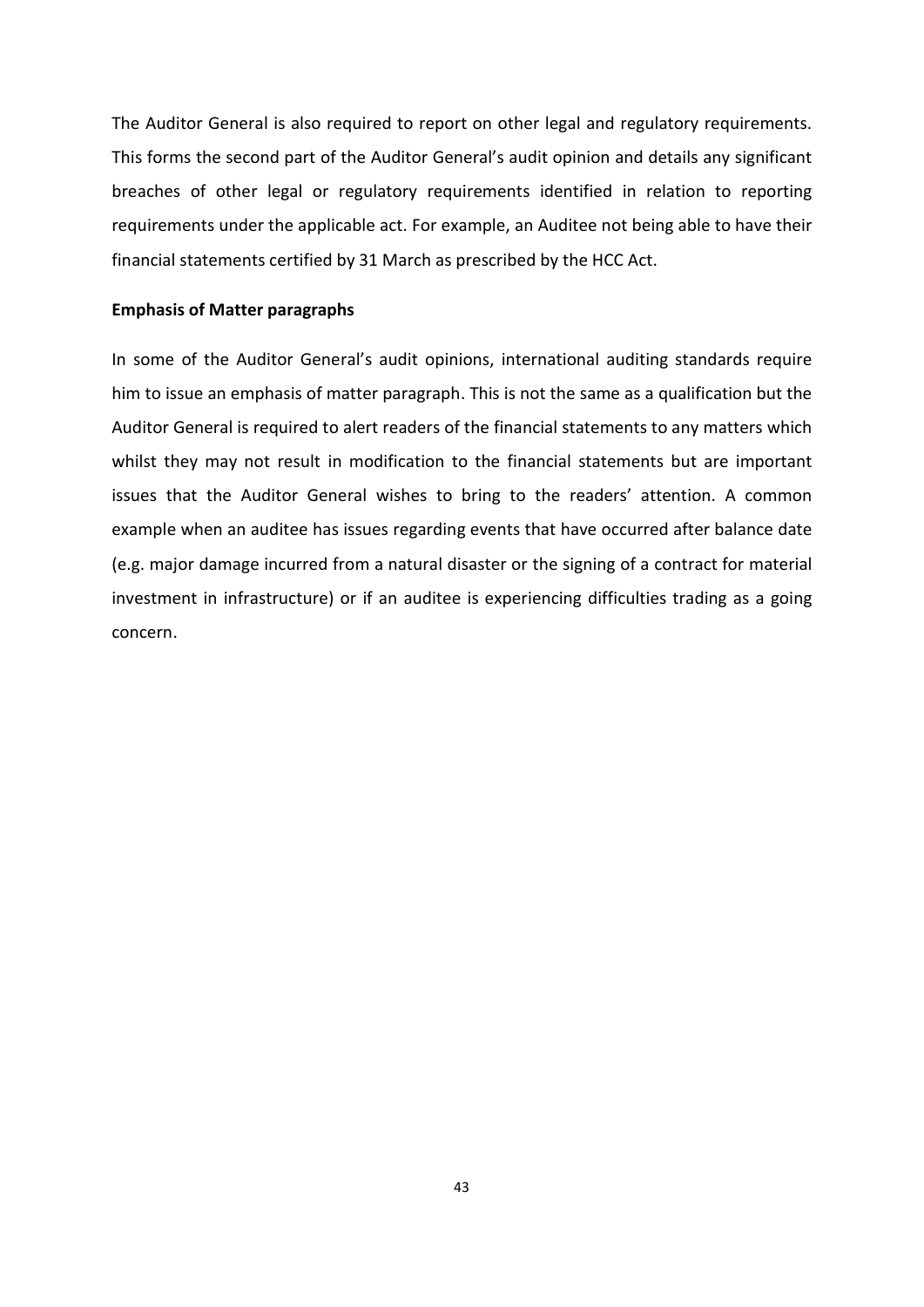The Auditor General is also required to report on other legal and regulatory requirements. This forms the second part of the Auditor General's audit opinion and details any significant breaches of other legal or regulatory requirements identified in relation to reporting requirements under the applicable act. For example, an Auditee not being able to have their financial statements certified by 31 March as prescribed by the HCC Act.

**Emphasis of Matter paragraphs**

In some of the Auditor General's audit opinions, international auditing standards require him to issue an emphasis of matter paragraph. This is not the same as a qualification but the Auditor General is required to alert readers of the financial statements to any matters which whilst they may not result in modification to the financial statements but are important issues that the Auditor General wishes to bring to the readers' attention. A common example when an auditee has issues regarding events that have occurred after balance date (e.g. major damage incurred from a natural disaster or the signing of a contract for material investment in infrastructure) or if an auditee is experiencing difficulties trading as a going concern.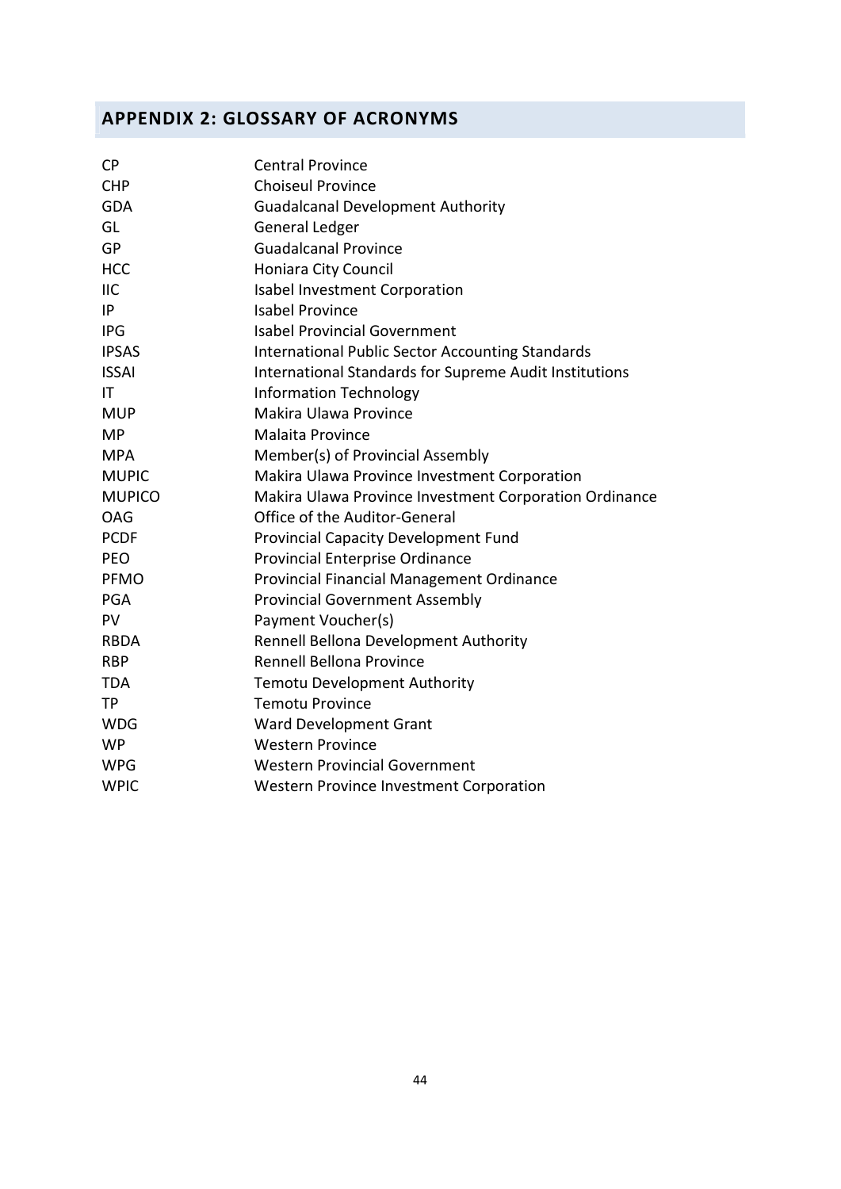## APPENDIX 2: GLOSSARY OF ACRONYMS

| | |
|---|---|
| CP | Central Province |
| CHP | Choiseul Province |
| GDA | Guadalcanal Development Authority |
| GL | General Ledger |
| GP | Guadalcanal Province |
| HCC | Honiara City Council |
| IIC | Isabel Investment Corporation |
| IP | Isabel Province |
| IPG | Isabel Provincial Government |
| IPSAS | International Public Sector Accounting Standards |
| ISSAI | International Standards for Supreme Audit Institutions |
| IT | Information Technology |
| MUP | Makira Ulawa Province |
| MP | Malaita Province |
| MPA | Member(s) of Provincial Assembly |
| MUPIC | Makira Ulawa Province Investment Corporation |
| MUPICO | Makira Ulawa Province Investment Corporation Ordinance |
| OAG | Office of the Auditor-General |
| PCDF | Provincial Capacity Development Fund |
| PEO | Provincial Enterprise Ordinance |
| PFMO | Provincial Financial Management Ordinance |
| PGA | Provincial Government Assembly |
| PV | Payment Voucher(s) |
| RBDA | Rennell Bellona Development Authority |
| RBP | Rennell Bellona Province |
| TDA | Temotu Development Authority |
| TP | Temotu Province |
| WDG | Ward Development Grant |
| WP | Western Province |
| WPG | Western Provincial Government |
| WPIC | Western Province Investment Corporation |